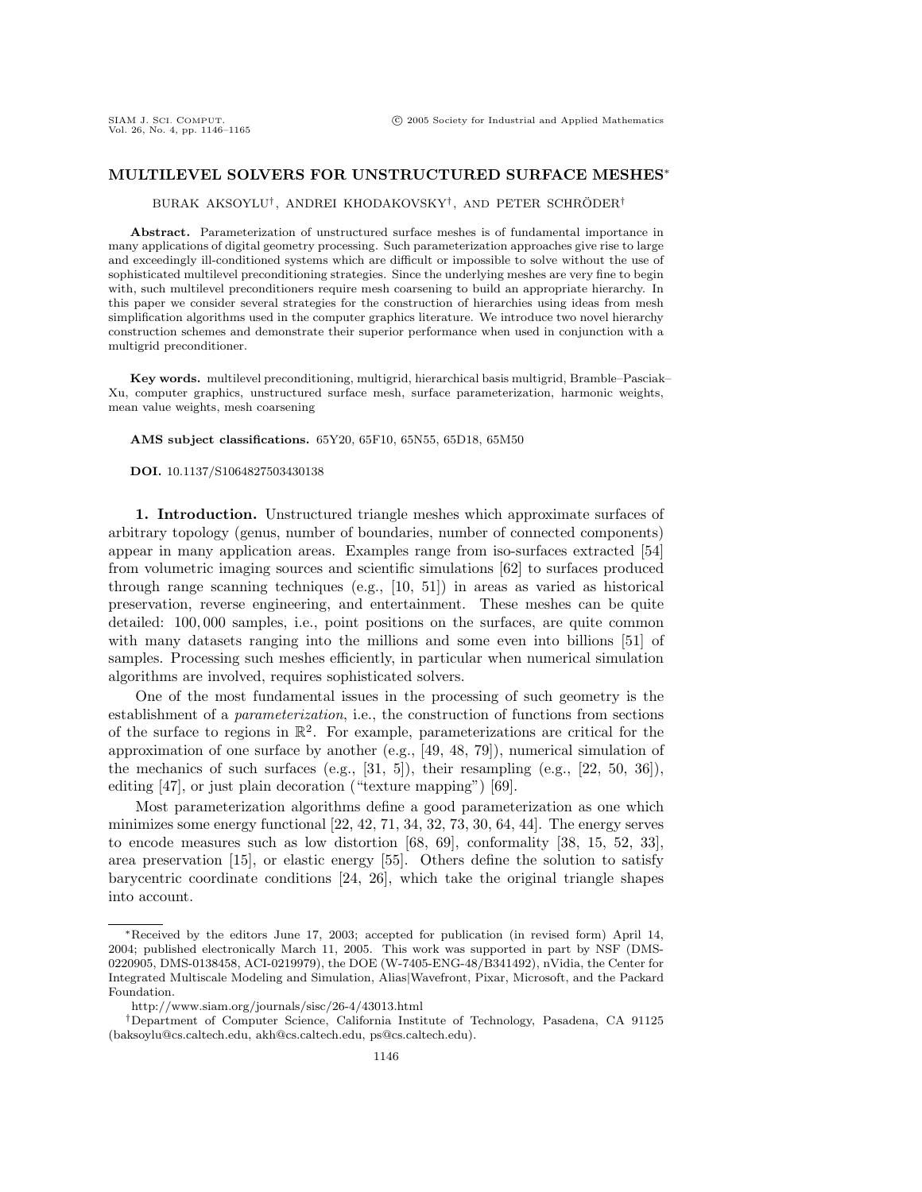# MULTILEVEL SOLVERS FOR UNSTRUCTURED SURFACE MESHES*

BURAK AKSOYLU†, ANDREI KHODAKOVSKY†, AND PETER SCHRÖDER†

**Abstract.** Parameterization of unstructured surface meshes is of fundamental importance in many applications of digital geometry processing. Such parameterization approaches give rise to large and exceedingly ill-conditioned systems which are difficult or impossible to solve without the use of sophisticated multilevel preconditioning strategies. Since the underlying meshes are very fine to begin with, such multilevel preconditioners require mesh coarsening to build an appropriate hierarchy. In this paper we consider several strategies for the construction of hierarchies using ideas from mesh simplification algorithms used in the computer graphics literature. We introduce two novel hierarchy construction schemes and demonstrate their superior performance when used in conjunction with a multigrid preconditioner.

**Key words.** multilevel preconditioning, multigrid, hierarchical basis multigrid, Bramble–Pasciak–Xu, computer graphics, unstructured surface mesh, surface parameterization, harmonic weights, mean value weights, mesh coarsening

**AMS subject classifications.** 65Y20, 65F10, 65N55, 65D18, 65M50

**DOI.** 10.1137/S1064827503430138

## 1. Introduction.

Unstructured triangle meshes which approximate surfaces of arbitrary topology (genus, number of boundaries, number of connected components) appear in many application areas. Examples range from iso-surfaces extracted [54] from volumetric imaging sources and scientific simulations [62] to surfaces produced through range scanning techniques (e.g., [10, 51]) in areas as varied as historical preservation, reverse engineering, and entertainment. These meshes can be quite detailed: 100,000 samples, i.e., point positions on the surfaces, are quite common with many datasets ranging into the millions and some even into billions [51] of samples. Processing such meshes efficiently, in particular when numerical simulation algorithms are involved, requires sophisticated solvers.

One of the most fundamental issues in the processing of such geometry is the establishment of a *parameterization*, i.e., the construction of functions from sections of the surface to regions in $\mathbb{R}^2$. For example, parameterizations are critical for the approximation of one surface by another (e.g., [49, 48, 79]), numerical simulation of the mechanics of such surfaces (e.g., [31, 5]), their resampling (e.g., [22, 50, 36]), editing [47], or just plain decoration ("texture mapping") [69].

Most parameterization algorithms define a good parameterization as one which minimizes some energy functional [22, 42, 71, 34, 32, 73, 30, 64, 44]. The energy serves to encode measures such as low distortion [68, 69], conformality [38, 15, 52, 33], area preservation [15], or elastic energy [55]. Others define the solution to satisfy barycentric coordinate conditions [24, 26], which take the original triangle shapes into account.

---

*Received by the editors June 17, 2003; accepted for publication (in revised form) April 14, 2004; published electronically March 11, 2005. This work was supported in part by NSF (DMS-0220905, DMS-0138458, ACI-0219979), the DOE (W-7405-ENG-48/B341492), nVidia, the Center for Integrated Multiscale Modeling and Simulation, Alias|Wavefront, Pixar, Microsoft, and the Packard Foundation.

http://www.siam.org/journals/sisc/26-4/43013.html

†Department of Computer Science, California Institute of Technology, Pasadena, CA 91125 (baksoylu@cs.caltech.edu, akh@cs.caltech.edu, ps@cs.caltech.edu).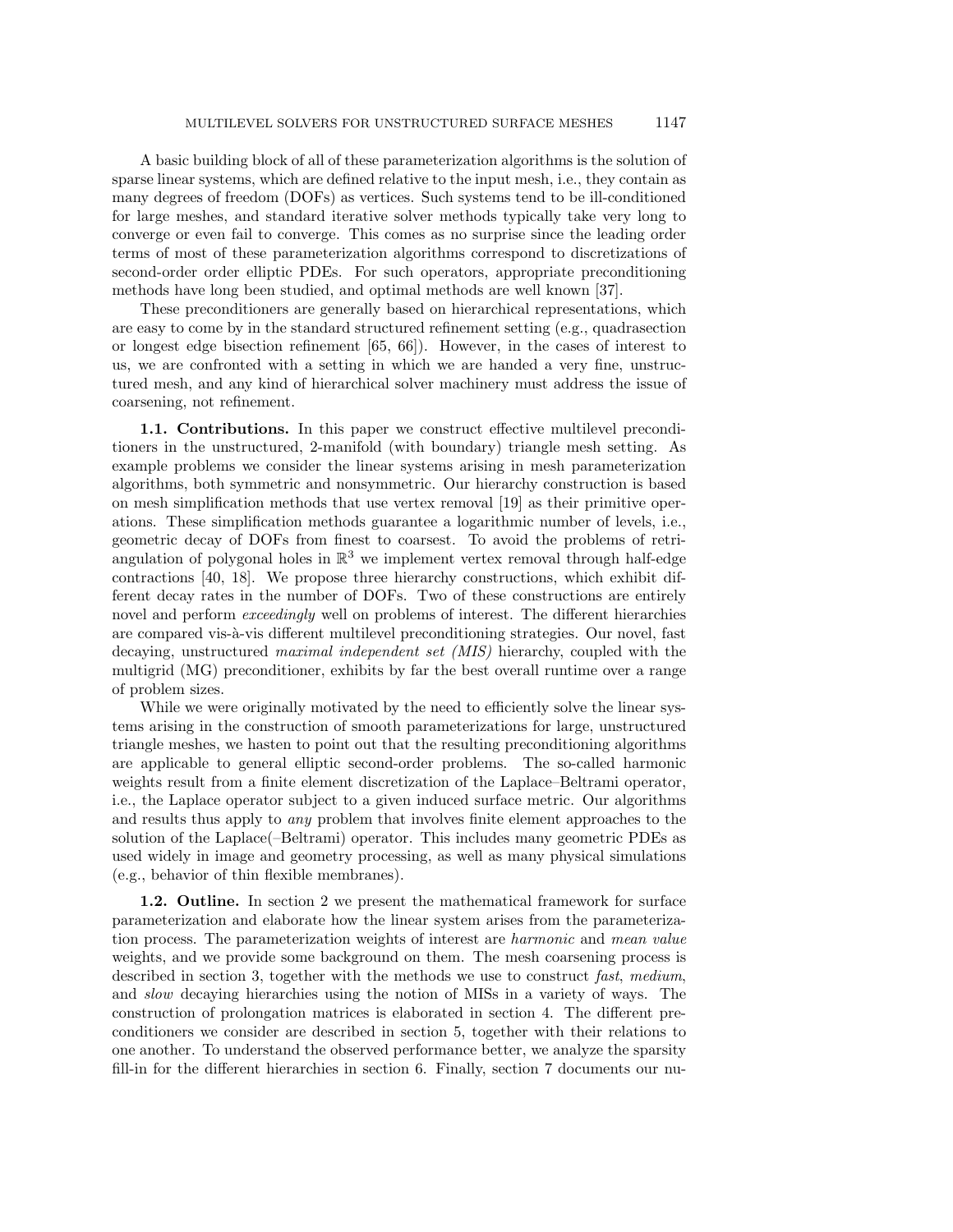A basic building block of all of these parameterization algorithms is the solution of sparse linear systems, which are defined relative to the input mesh, i.e., they contain as many degrees of freedom (DOFs) as vertices. Such systems tend to be ill-conditioned for large meshes, and standard iterative solver methods typically take very long to converge or even fail to converge. This comes as no surprise since the leading order terms of most of these parameterization algorithms correspond to discretizations of second-order order elliptic PDEs. For such operators, appropriate preconditioning methods have long been studied, and optimal methods are well known [37].

These preconditioners are generally based on hierarchical representations, which are easy to come by in the standard structured refinement setting (e.g., quadrasection or longest edge bisection refinement [65, 66]). However, in the cases of interest to us, we are confronted with a setting in which we are handed a very fine, unstructured mesh, and any kind of hierarchical solver machinery must address the issue of coarsening, not refinement.

**1.1. Contributions.** In this paper we construct effective multilevel preconditioners in the unstructured, 2-manifold (with boundary) triangle mesh setting. As example problems we consider the linear systems arising in mesh parameterization algorithms, both symmetric and nonsymmetric. Our hierarchy construction is based on mesh simplification methods that use vertex removal [19] as their primitive operations. These simplification methods guarantee a logarithmic number of levels, i.e., geometric decay of DOFs from finest to coarsest. To avoid the problems of retriangulation of polygonal holes in $\mathbb{R}^3$ we implement vertex removal through half-edge contractions [40, 18]. We propose three hierarchy constructions, which exhibit different decay rates in the number of DOFs. Two of these constructions are entirely novel and perform *exceedingly* well on problems of interest. The different hierarchies are compared vis-à-vis different multilevel preconditioning strategies. Our novel, fast decaying, unstructured *maximal independent set (MIS)* hierarchy, coupled with the multigrid (MG) preconditioner, exhibits by far the best overall runtime over a range of problem sizes.

While we were originally motivated by the need to efficiently solve the linear systems arising in the construction of smooth parameterizations for large, unstructured triangle meshes, we hasten to point out that the resulting preconditioning algorithms are applicable to general elliptic second-order problems. The so-called harmonic weights result from a finite element discretization of the Laplace–Beltrami operator, i.e., the Laplace operator subject to a given induced surface metric. Our algorithms and results thus apply to *any* problem that involves finite element approaches to the solution of the Laplace(–Beltrami) operator. This includes many geometric PDEs as used widely in image and geometry processing, as well as many physical simulations (e.g., behavior of thin flexible membranes).

**1.2. Outline.** In section 2 we present the mathematical framework for surface parameterization and elaborate how the linear system arises from the parameterization process. The parameterization weights of interest are *harmonic* and *mean value* weights, and we provide some background on them. The mesh coarsening process is described in section 3, together with the methods we use to construct *fast*, *medium*, and *slow* decaying hierarchies using the notion of MISs in a variety of ways. The construction of prolongation matrices is elaborated in section 4. The different preconditioners we consider are described in section 5, together with their relations to one another. To understand the observed performance better, we analyze the sparsity fill-in for the different hierarchies in section 6. Finally, section 7 documents our nu-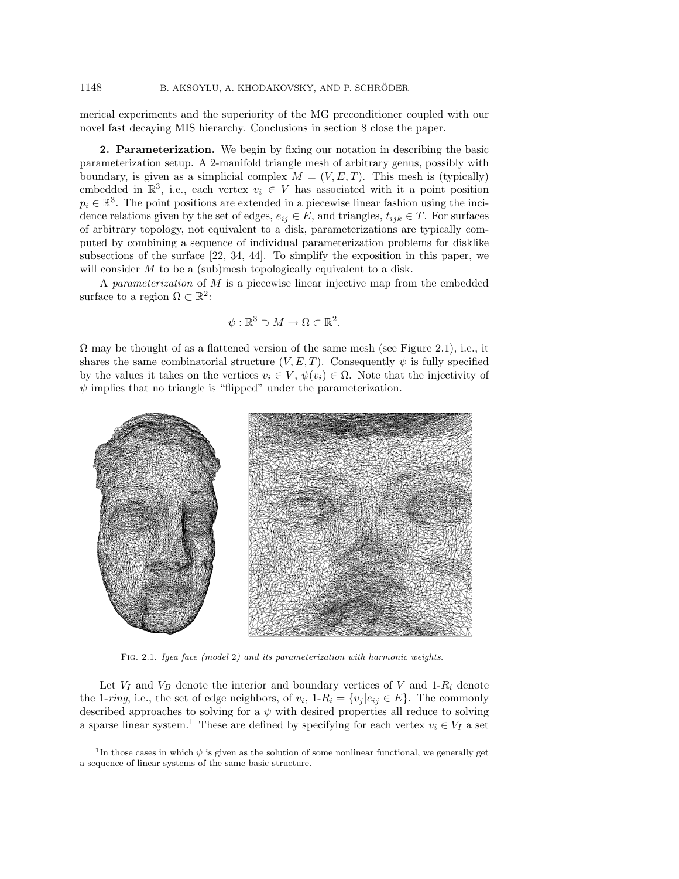merical experiments and the superiority of the MG preconditioner coupled with our novel fast decaying MIS hierarchy. Conclusions in section 8 close the paper.

**2. Parameterization.** We begin by fixing our notation in describing the basic parameterization setup. A 2-manifold triangle mesh of arbitrary genus, possibly with boundary, is given as a simplicial complex $M = (V, E, T)$. This mesh is (typically) embedded in $\mathbb{R}^3$, i.e., each vertex $v_i \in V$ has associated with it a point position $p_i \in \mathbb{R}^3$. The point positions are extended in a piecewise linear fashion using the incidence relations given by the set of edges, $e_{ij} \in E$, and triangles, $t_{ijk} \in T$. For surfaces of arbitrary topology, not equivalent to a disk, parameterizations are typically computed by combining a sequence of individual parameterization problems for disklike subsections of the surface [22, 34, 44]. To simplify the exposition in this paper, we will consider $M$ to be a (sub)mesh topologically equivalent to a disk.

A *parameterization* of $M$ is a piecewise linear injective map from the embedded surface to a region $\Omega \subset \mathbb{R}^2$:

$$\psi : \mathbb{R}^3 \supset M \to \Omega \subset \mathbb{R}^2.$$

$\Omega$ may be thought of as a flattened version of the same mesh (see Figure 2.1), i.e., it shares the same combinatorial structure $(V, E, T)$. Consequently $\psi$ is fully specified by the values it takes on the vertices $v_i \in V$, $\psi(v_i) \in \Omega$. Note that the injectivity of $\psi$ implies that no triangle is "flipped" under the parameterization.

Fig. 2.1. *Igea face (model 2) and its parameterization with harmonic weights.*

Let $V_I$ and $V_B$ denote the interior and boundary vertices of $V$ and 1-$R_i$ denote the 1-*ring*, i.e., the set of edge neighbors, of $v_i$, 1-$R_i = \{v_j | e_{ij} \in E\}$. The commonly described approaches to solving for a $\psi$ with desired properties all reduce to solving a sparse linear system.[1] These are defined by specifying for each vertex $v_i \in V_I$ a set

[1] In those cases in which $\psi$ is given as the solution of some nonlinear functional, we generally get a sequence of linear systems of the same basic structure.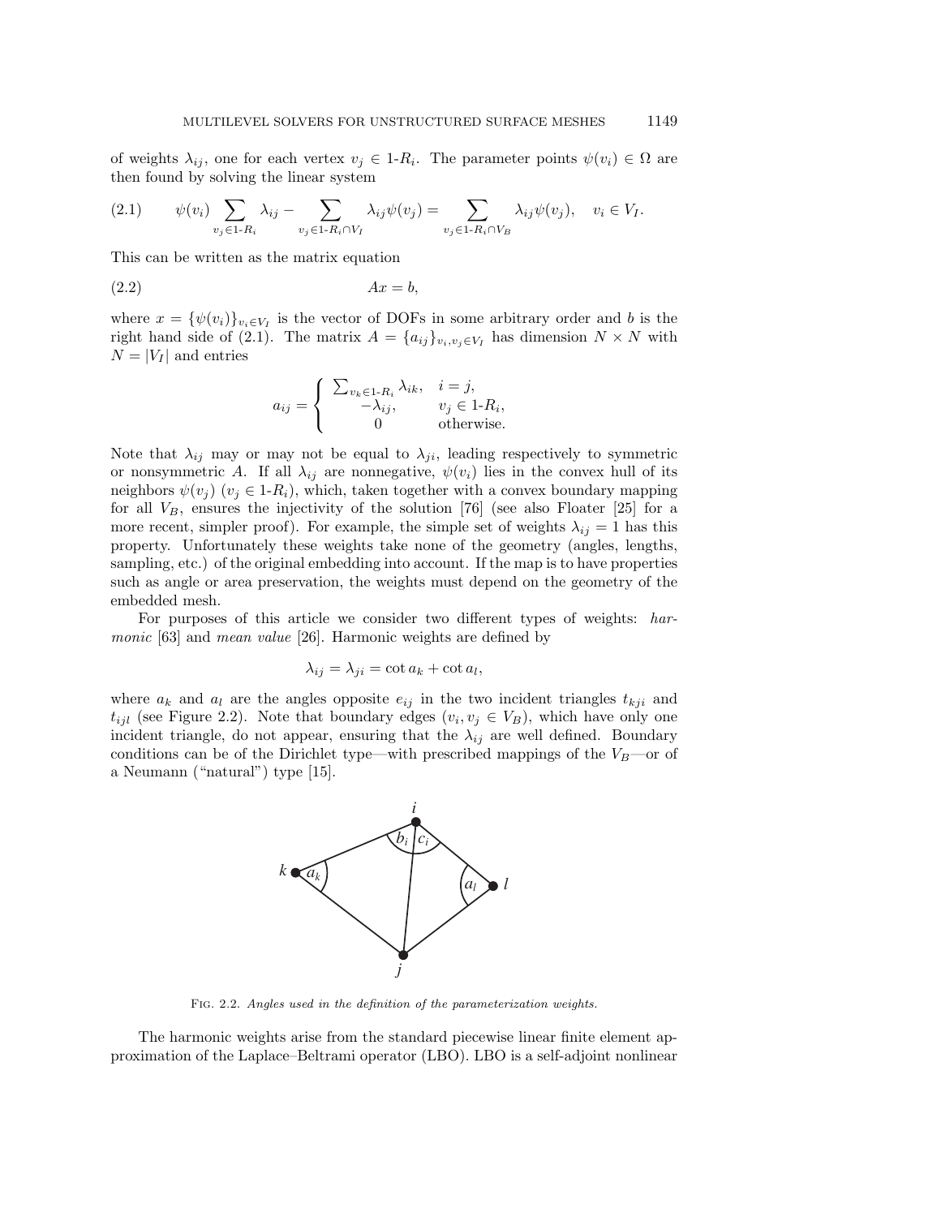of weights $\lambda_{ij}$, one for each vertex $v_j \in 1\text{-}R_i$. The parameter points $\psi(v_i) \in \Omega$ are then found by solving the linear system

$$\psi(v_i) \sum_{v_j \in 1\text{-}R_i} \lambda_{ij} - \sum_{v_j \in 1\text{-}R_i \cap V_I} \lambda_{ij} \psi(v_j) = \sum_{v_j \in 1\text{-}R_i \cap V_B} \lambda_{ij} \psi(v_j), \quad v_i \in V_I. \tag{2.1}$$

This can be written as the matrix equation

$$Ax = b, \tag{2.2}$$

where $x = \{\psi(v_i)\}_{v_i \in V_I}$ is the vector of DOFs in some arbitrary order and $b$ is the right hand side of (2.1). The matrix $A = \{a_{ij}\}_{v_i, v_j \in V_I}$ has dimension $N \times N$ with $N = |V_I|$ and entries

$$a_{ij} = \begin{cases} \sum_{v_k \in 1\text{-}R_i} \lambda_{ik}, & i = j, \\ -\lambda_{ij}, & v_j \in 1\text{-}R_i, \\ 0 & \text{otherwise.} \end{cases}$$

Note that $\lambda_{ij}$ may or may not be equal to $\lambda_{ji}$, leading respectively to symmetric or nonsymmetric $A$. If all $\lambda_{ij}$ are nonnegative, $\psi(v_i)$ lies in the convex hull of its neighbors $\psi(v_j)$ ($v_j \in 1\text{-}R_i$), which, taken together with a convex boundary mapping for all $V_B$, ensures the injectivity of the solution [76] (see also Floater [25] for a more recent, simpler proof). For example, the simple set of weights $\lambda_{ij} = 1$ has this property. Unfortunately these weights take none of the geometry (angles, lengths, sampling, etc.) of the original embedding into account. If the map is to have properties such as angle or area preservation, the weights must depend on the geometry of the embedded mesh.

For purposes of this article we consider two different types of weights: *harmonic* [63] and *mean value* [26]. Harmonic weights are defined by

$$\lambda_{ij} = \lambda_{ji} = \cot a_k + \cot a_l,$$

where $a_k$ and $a_l$ are the angles opposite $e_{ij}$ in the two incident triangles $t_{kji}$ and $t_{ijl}$ (see Figure 2.2). Note that boundary edges ($v_i, v_j \in V_B$), which have only one incident triangle, do not appear, ensuring that the $\lambda_{ij}$ are well defined. Boundary conditions can be of the Dirichlet type—with prescribed mappings of the $V_B$—or of a Neumann ("natural") type [15].

i
$b_i$ $c_i$
k $a_k$
$a_l$ l
j

Fig. 2.2. *Angles used in the definition of the parameterization weights.*

The harmonic weights arise from the standard piecewise linear finite element approximation of the Laplace–Beltrami operator (LBO). LBO is a self-adjoint nonlinear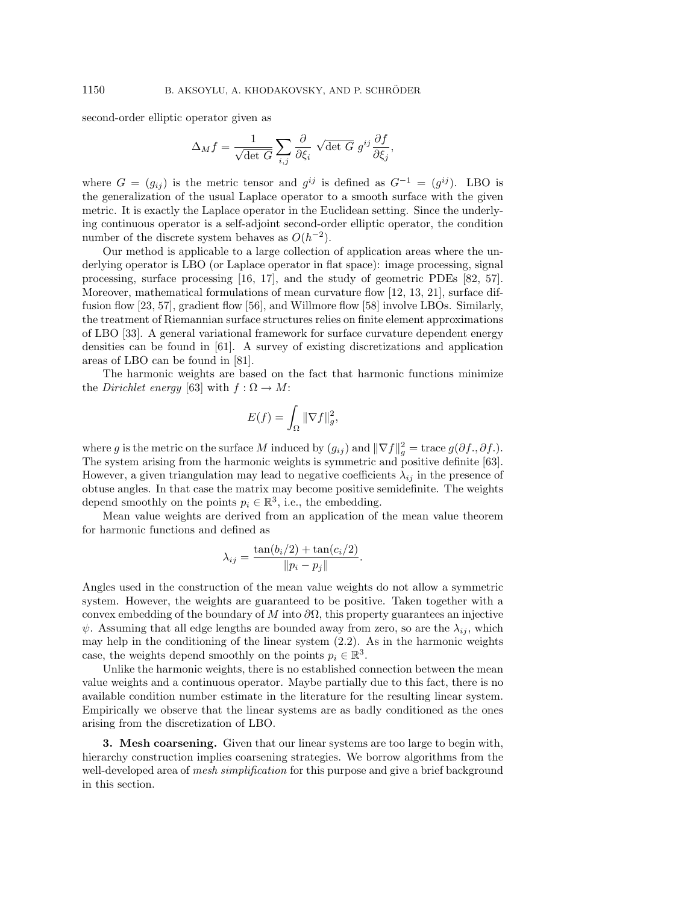second-order elliptic operator given as

$$\Delta_M f = \frac{1}{\sqrt{\det G}} \sum_{i,j} \frac{\partial}{\partial \xi_i} \sqrt{\det G}\; g^{ij} \frac{\partial f}{\partial \xi_j},$$

where $G = (g_{ij})$ is the metric tensor and $g^{ij}$ is defined as $G^{-1} = (g^{ij})$. LBO is the generalization of the usual Laplace operator to a smooth surface with the given metric. It is exactly the Laplace operator in the Euclidean setting. Since the underlying continuous operator is a self-adjoint second-order elliptic operator, the condition number of the discrete system behaves as $O(h^{-2})$.

Our method is applicable to a large collection of application areas where the underlying operator is LBO (or Laplace operator in flat space): image processing, signal processing, surface processing [16, 17], and the study of geometric PDEs [82, 57]. Moreover, mathematical formulations of mean curvature flow [12, 13, 21], surface diffusion flow [23, 57], gradient flow [56], and Willmore flow [58] involve LBOs. Similarly, the treatment of Riemannian surface structures relies on finite element approximations of LBO [33]. A general variational framework for surface curvature dependent energy densities can be found in [61]. A survey of existing discretizations and application areas of LBO can be found in [81].

The harmonic weights are based on the fact that harmonic functions minimize the *Dirichlet energy* [63] with $f : \Omega \to M$:

$$E(f) = \int_\Omega \|\nabla f\|_g^2,$$

where $g$ is the metric on the surface $M$ induced by $(g_{ij})$ and $\|\nabla f\|_g^2 = \text{trace}\, g(\partial f., \partial f.)$. The system arising from the harmonic weights is symmetric and positive definite [63]. However, a given triangulation may lead to negative coefficients $\lambda_{ij}$ in the presence of obtuse angles. In that case the matrix may become positive semidefinite. The weights depend smoothly on the points $p_i \in \mathbb{R}^3$, i.e., the embedding.

Mean value weights are derived from an application of the mean value theorem for harmonic functions and defined as

$$\lambda_{ij} = \frac{\tan(b_i/2) + \tan(c_i/2)}{\|p_i - p_j\|}.$$

Angles used in the construction of the mean value weights do not allow a symmetric system. However, the weights are guaranteed to be positive. Taken together with a convex embedding of the boundary of $M$ into $\partial\Omega$, this property guarantees an injective $\psi$. Assuming that all edge lengths are bounded away from zero, so are the $\lambda_{ij}$, which may help in the conditioning of the linear system (2.2). As in the harmonic weights case, the weights depend smoothly on the points $p_i \in \mathbb{R}^3$.

Unlike the harmonic weights, there is no established connection between the mean value weights and a continuous operator. Maybe partially due to this fact, there is no available condition number estimate in the literature for the resulting linear system. Empirically we observe that the linear systems are as badly conditioned as the ones arising from the discretization of LBO.

**3. Mesh coarsening.** Given that our linear systems are too large to begin with, hierarchy construction implies coarsening strategies. We borrow algorithms from the well-developed area of *mesh simplification* for this purpose and give a brief background in this section.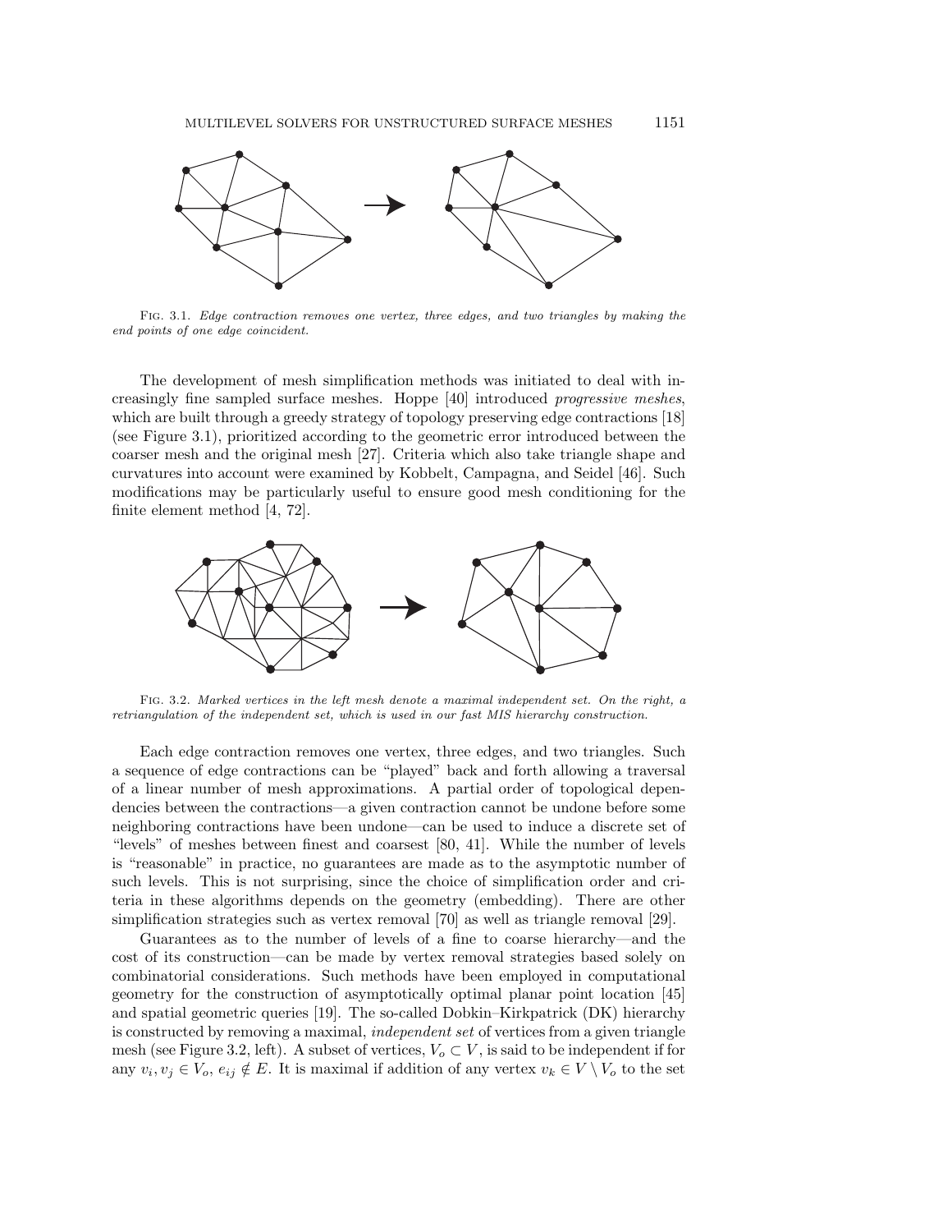Fig. 3.1. *Edge contraction removes one vertex, three edges, and two triangles by making the end points of one edge coincident.*

The development of mesh simplification methods was initiated to deal with increasingly fine sampled surface meshes. Hoppe [40] introduced *progressive meshes*, which are built through a greedy strategy of topology preserving edge contractions [18] (see Figure 3.1), prioritized according to the geometric error introduced between the coarser mesh and the original mesh [27]. Criteria which also take triangle shape and curvatures into account were examined by Kobbelt, Campagna, and Seidel [46]. Such modifications may be particularly useful to ensure good mesh conditioning for the finite element method [4, 72].

Fig. 3.2. *Marked vertices in the left mesh denote a maximal independent set. On the right, a retriangulation of the independent set, which is used in our fast MIS hierarchy construction.*

Each edge contraction removes one vertex, three edges, and two triangles. Such a sequence of edge contractions can be "played" back and forth allowing a traversal of a linear number of mesh approximations. A partial order of topological dependencies between the contractions—a given contraction cannot be undone before some neighboring contractions have been undone—can be used to induce a discrete set of "levels" of meshes between finest and coarsest [80, 41]. While the number of levels is "reasonable" in practice, no guarantees are made as to the asymptotic number of such levels. This is not surprising, since the choice of simplification order and criteria in these algorithms depends on the geometry (embedding). There are other simplification strategies such as vertex removal [70] as well as triangle removal [29].

Guarantees as to the number of levels of a fine to coarse hierarchy—and the cost of its construction—can be made by vertex removal strategies based solely on combinatorial considerations. Such methods have been employed in computational geometry for the construction of asymptotically optimal planar point location [45] and spatial geometric queries [19]. The so-called Dobkin–Kirkpatrick (DK) hierarchy is constructed by removing a maximal, *independent set* of vertices from a given triangle mesh (see Figure 3.2, left). A subset of vertices, $V_o \subset V$, is said to be independent if for any $v_i, v_j \in V_o$, $e_{ij} \notin E$. It is maximal if addition of any vertex $v_k \in V \setminus V_o$ to the set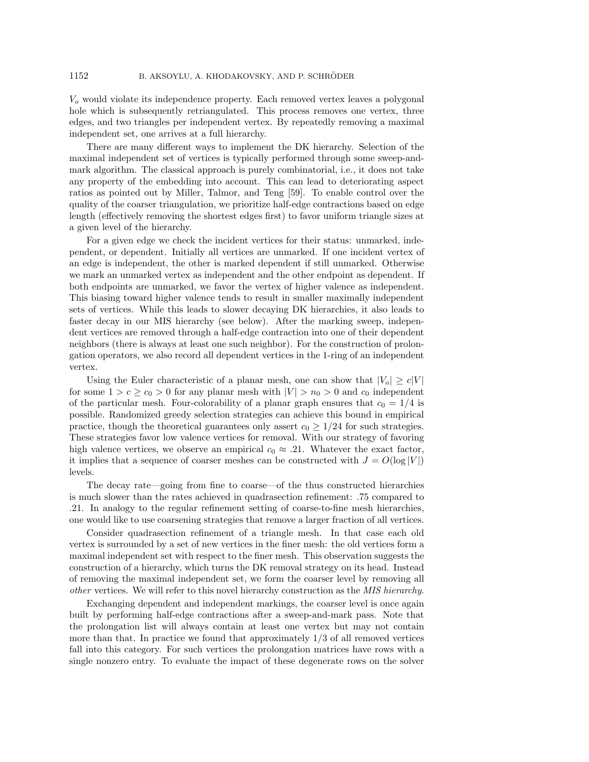$V_o$ would violate its independence property. Each removed vertex leaves a polygonal hole which is subsequently retriangulated. This process removes one vertex, three edges, and two triangles per independent vertex. By repeatedly removing a maximal independent set, one arrives at a full hierarchy.

There are many different ways to implement the DK hierarchy. Selection of the maximal independent set of vertices is typically performed through some sweep-and-mark algorithm. The classical approach is purely combinatorial, i.e., it does not take any property of the embedding into account. This can lead to deteriorating aspect ratios as pointed out by Miller, Talmor, and Teng [59]. To enable control over the quality of the coarser triangulation, we prioritize half-edge contractions based on edge length (effectively removing the shortest edges first) to favor uniform triangle sizes at a given level of the hierarchy.

For a given edge we check the incident vertices for their status: unmarked, independent, or dependent. Initially all vertices are unmarked. If one incident vertex of an edge is independent, the other is marked dependent if still unmarked. Otherwise we mark an unmarked vertex as independent and the other endpoint as dependent. If both endpoints are unmarked, we favor the vertex of higher valence as independent. This biasing toward higher valence tends to result in smaller maximally independent sets of vertices. While this leads to slower decaying DK hierarchies, it also leads to faster decay in our MIS hierarchy (see below). After the marking sweep, independent vertices are removed through a half-edge contraction into one of their dependent neighbors (there is always at least one such neighbor). For the construction of prolongation operators, we also record all dependent vertices in the 1-ring of an independent vertex.

Using the Euler characteristic of a planar mesh, one can show that $|V_o| \geq c|V|$ for some $1 > c \geq c_0 > 0$ for any planar mesh with $|V| > n_0 > 0$ and $c_0$ independent of the particular mesh. Four-colorability of a planar graph ensures that $c_0 = 1/4$ is possible. Randomized greedy selection strategies can achieve this bound in empirical practice, though the theoretical guarantees only assert $c_0 \geq 1/24$ for such strategies. These strategies favor low valence vertices for removal. With our strategy of favoring high valence vertices, we observe an empirical $c_0 \approx .21$. Whatever the exact factor, it implies that a sequence of coarser meshes can be constructed with $J = O(\log |V|)$ levels.

The decay rate—going from fine to coarse—of the thus constructed hierarchies is much slower than the rates achieved in quadrasection refinement: .75 compared to .21. In analogy to the regular refinement setting of coarse-to-fine mesh hierarchies, one would like to use coarsening strategies that remove a larger fraction of all vertices.

Consider quadrasection refinement of a triangle mesh. In that case each old vertex is surrounded by a set of new vertices in the finer mesh: the old vertices form a maximal independent set with respect to the finer mesh. This observation suggests the construction of a hierarchy, which turns the DK removal strategy on its head. Instead of removing the maximal independent set, we form the coarser level by removing all *other* vertices. We will refer to this novel hierarchy construction as the *MIS hierarchy*.

Exchanging dependent and independent markings, the coarser level is once again built by performing half-edge contractions after a sweep-and-mark pass. Note that the prolongation list will always contain at least one vertex but may not contain more than that. In practice we found that approximately 1/3 of all removed vertices fall into this category. For such vertices the prolongation matrices have rows with a single nonzero entry. To evaluate the impact of these degenerate rows on the solver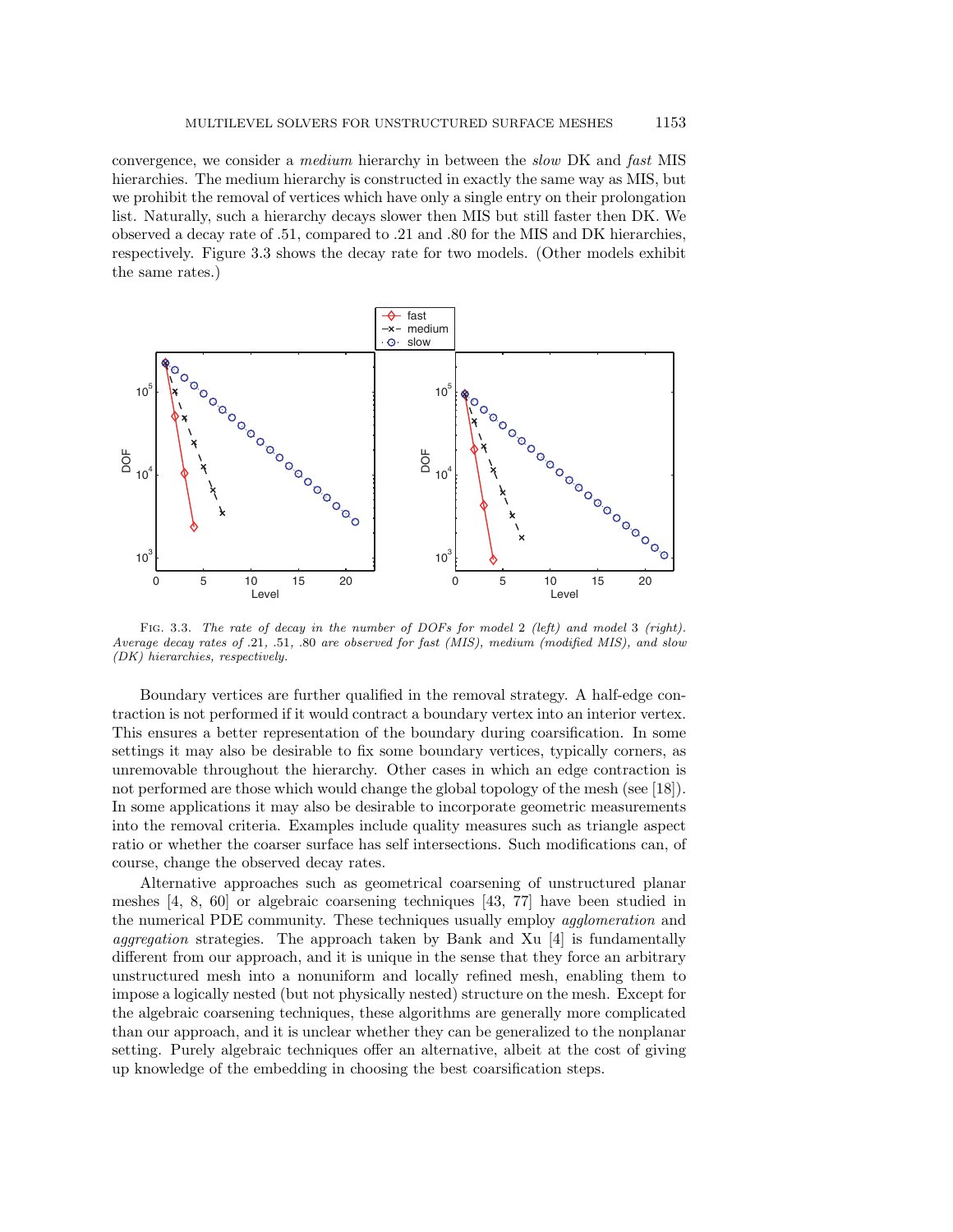convergence, we consider a *medium* hierarchy in between the *slow* DK and *fast* MIS hierarchies. The medium hierarchy is constructed in exactly the same way as MIS, but we prohibit the removal of vertices which have only a single entry on their prolongation list. Naturally, such a hierarchy decays slower then MIS but still faster then DK. We observed a decay rate of .51, compared to .21 and .80 for the MIS and DK hierarchies, respectively. Figure 3.3 shows the decay rate for two models. (Other models exhibit the same rates.)

fast
medium
slow

DOF
$10^5$
$10^4$
$10^3$
0 5 10 15 20
Level

DOF
$10^5$
$10^4$
$10^3$
0 5 10 15 20
Level

Fig. 3.3. *The rate of decay in the number of DOFs for model* 2 *(left) and model* 3 *(right). Average decay rates of .21, .51, .80 are observed for fast (MIS), medium (modified MIS), and slow (DK) hierarchies, respectively.*

Boundary vertices are further qualified in the removal strategy. A half-edge contraction is not performed if it would contract a boundary vertex into an interior vertex. This ensures a better representation of the boundary during coarsification. In some settings it may also be desirable to fix some boundary vertices, typically corners, as unremovable throughout the hierarchy. Other cases in which an edge contraction is not performed are those which would change the global topology of the mesh (see [18]). In some applications it may also be desirable to incorporate geometric measurements into the removal criteria. Examples include quality measures such as triangle aspect ratio or whether the coarser surface has self intersections. Such modifications can, of course, change the observed decay rates.

Alternative approaches such as geometrical coarsening of unstructured planar meshes [4, 8, 60] or algebraic coarsening techniques [43, 77] have been studied in the numerical PDE community. These techniques usually employ *agglomeration* and *aggregation* strategies. The approach taken by Bank and Xu [4] is fundamentally different from our approach, and it is unique in the sense that they force an arbitrary unstructured mesh into a nonuniform and locally refined mesh, enabling them to impose a logically nested (but not physically nested) structure on the mesh. Except for the algebraic coarsening techniques, these algorithms are generally more complicated than our approach, and it is unclear whether they can be generalized to the nonplanar setting. Purely algebraic techniques offer an alternative, albeit at the cost of giving up knowledge of the embedding in choosing the best coarsification steps.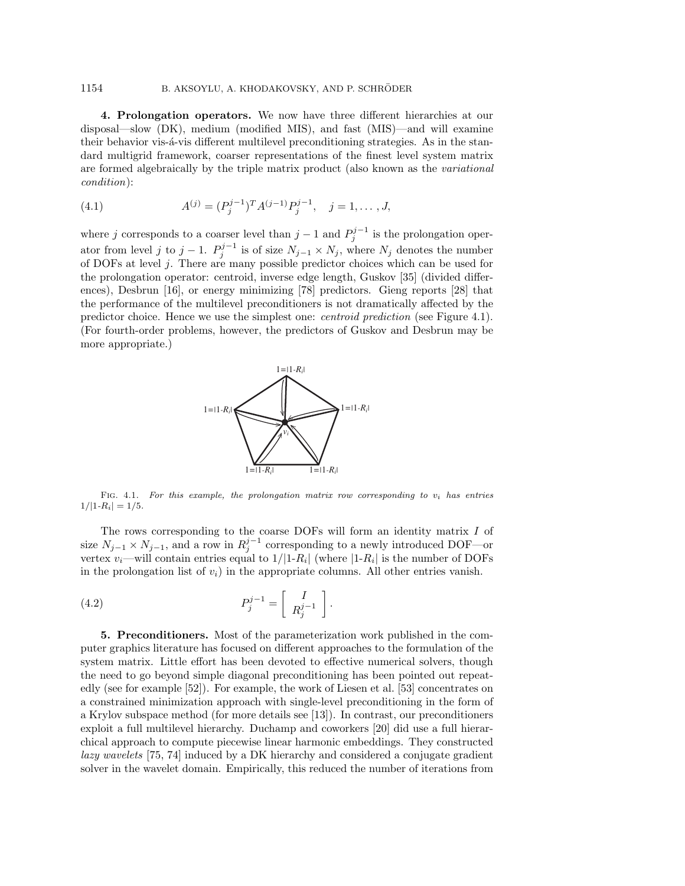**4. Prolongation operators.** We now have three different hierarchies at our disposal—slow (DK), medium (modified MIS), and fast (MIS)—and will examine their behavior vis-á-vis different multilevel preconditioning strategies. As in the standard multigrid framework, coarser representations of the finest level system matrix are formed algebraically by the triple matrix product (also known as the *variational condition*):

$$A^{(j)} = (P_j^{j-1})^T A^{(j-1)} P_j^{j-1}, \quad j = 1, \ldots, J, \tag{4.1}$$

where $j$ corresponds to a coarser level than $j-1$ and $P_j^{j-1}$ is the prolongation operator from level $j$ to $j-1$. $P_j^{j-1}$ is of size $N_{j-1} \times N_j$, where $N_j$ denotes the number of DOFs at level $j$. There are many possible predictor choices which can be used for the prolongation operator: centroid, inverse edge length, Guskov [35] (divided differences), Desbrun [16], or energy minimizing [78] predictors. Gieng reports [28] that the performance of the multilevel preconditioners is not dramatically affected by the predictor choice. Hence we use the simplest one: *centroid prediction* (see Figure 4.1). (For fourth-order problems, however, the predictors of Guskov and Desbrun may be more appropriate.)

1=|1-$R_i$|

1=|1-$R_i$|

1=|1-$R_i$|

$v_i$

1=|1-$R_i$|

1=|1-$R_i$|

Fig. 4.1. *For this example, the prolongation matrix row corresponding to $v_i$ has entries $1/|1\text{-}R_i| = 1/5$.*

The rows corresponding to the coarse DOFs will form an identity matrix $I$ of size $N_{j-1} \times N_{j-1}$, and a row in $R_j^{j-1}$ corresponding to a newly introduced DOF—or vertex $v_i$—will contain entries equal to $1/|1\text{-}R_i|$ (where $|1\text{-}R_i|$ is the number of DOFs in the prolongation list of $v_i$) in the appropriate columns. All other entries vanish.

$$P_j^{j-1} = \begin{bmatrix} I \\ R_j^{j-1} \end{bmatrix}. \tag{4.2}$$

**5. Preconditioners.** Most of the parameterization work published in the computer graphics literature has focused on different approaches to the formulation of the system matrix. Little effort has been devoted to effective numerical solvers, though the need to go beyond simple diagonal preconditioning has been pointed out repeatedly (see for example [52]). For example, the work of Liesen et al. [53] concentrates on a constrained minimization approach with single-level preconditioning in the form of a Krylov subspace method (for more details see [13]). In contrast, our preconditioners exploit a full multilevel hierarchy. Duchamp and coworkers [20] did use a full hierarchical approach to compute piecewise linear harmonic embeddings. They constructed *lazy wavelets* [75, 74] induced by a DK hierarchy and considered a conjugate gradient solver in the wavelet domain. Empirically, this reduced the number of iterations from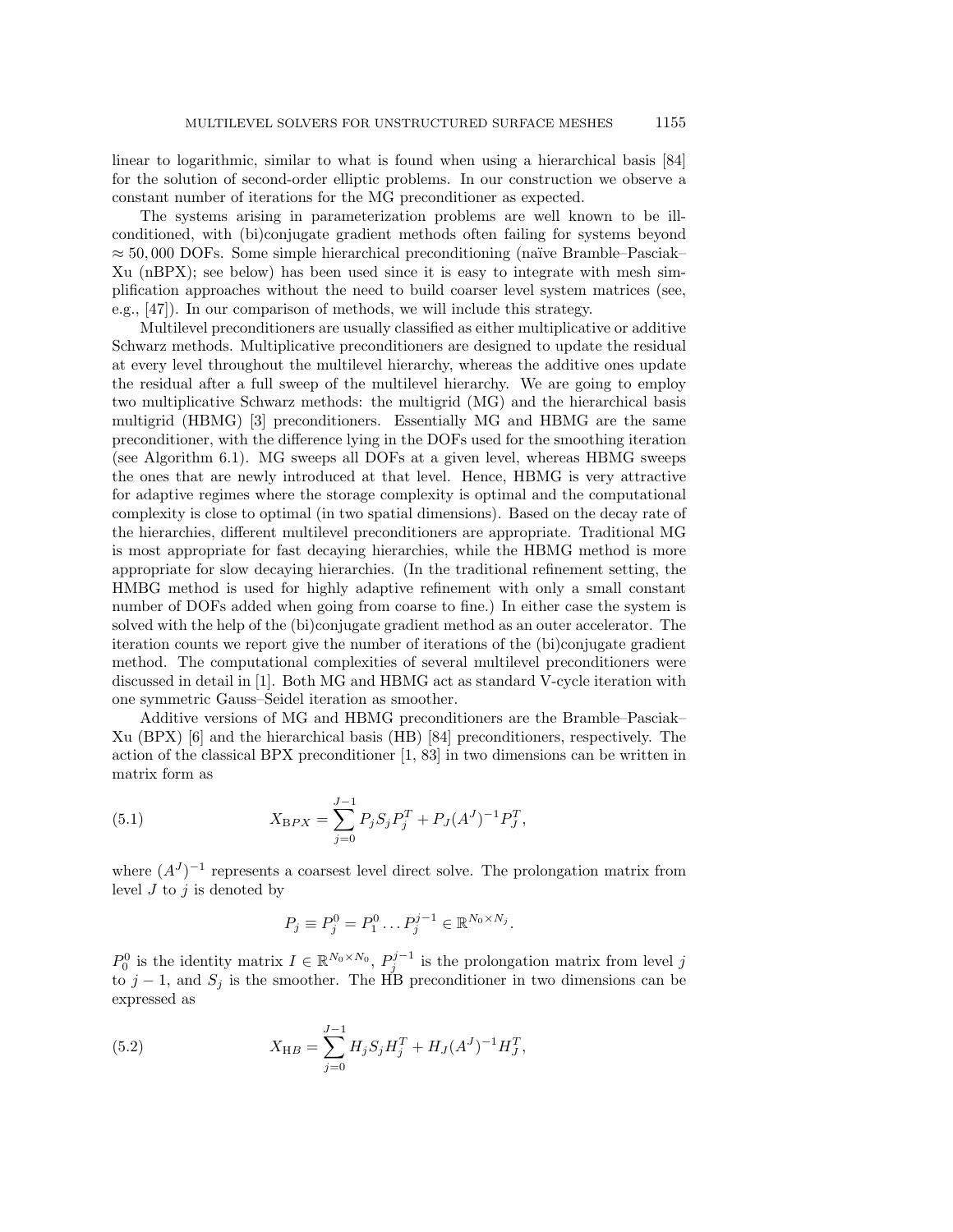linear to logarithmic, similar to what is found when using a hierarchical basis [84] for the solution of second-order elliptic problems. In our construction we observe a constant number of iterations for the MG preconditioner as expected.

The systems arising in parameterization problems are well known to be ill-conditioned, with (bi)conjugate gradient methods often failing for systems beyond $\approx 50,000$ DOFs. Some simple hierarchical preconditioning (naïve Bramble–Pasciak–Xu (nBPX); see below) has been used since it is easy to integrate with mesh simplification approaches without the need to build coarser level system matrices (see, e.g., [47]). In our comparison of methods, we will include this strategy.

Multilevel preconditioners are usually classified as either multiplicative or additive Schwarz methods. Multiplicative preconditioners are designed to update the residual at every level throughout the multilevel hierarchy, whereas the additive ones update the residual after a full sweep of the multilevel hierarchy. We are going to employ two multiplicative Schwarz methods: the multigrid (MG) and the hierarchical basis multigrid (HBMG) [3] preconditioners. Essentially MG and HBMG are the same preconditioner, with the difference lying in the DOFs used for the smoothing iteration (see Algorithm 6.1). MG sweeps all DOFs at a given level, whereas HBMG sweeps the ones that are newly introduced at that level. Hence, HBMG is very attractive for adaptive regimes where the storage complexity is optimal and the computational complexity is close to optimal (in two spatial dimensions). Based on the decay rate of the hierarchies, different multilevel preconditioners are appropriate. Traditional MG is most appropriate for fast decaying hierarchies, while the HBMG method is more appropriate for slow decaying hierarchies. (In the traditional refinement setting, the HMBG method is used for highly adaptive refinement with only a small constant number of DOFs added when going from coarse to fine.) In either case the system is solved with the help of the (bi)conjugate gradient method as an outer accelerator. The iteration counts we report give the number of iterations of the (bi)conjugate gradient method. The computational complexities of several multilevel preconditioners were discussed in detail in [1]. Both MG and HBMG act as standard V-cycle iteration with one symmetric Gauss–Seidel iteration as smoother.

Additive versions of MG and HBMG preconditioners are the Bramble–Pasciak–Xu (BPX) [6] and the hierarchical basis (HB) [84] preconditioners, respectively. The action of the classical BPX preconditioner [1, 83] in two dimensions can be written in matrix form as

$$X_{\mathrm{B}PX} = \sum_{j=0}^{J-1} P_j S_j P_j^T + P_J (A^J)^{-1} P_J^T, \tag{5.1}$$

where $(A^J)^{-1}$ represents a coarsest level direct solve. The prolongation matrix from level $J$ to $j$ is denoted by

$$P_j \equiv P_j^0 = P_1^0 \dots P_j^{j-1} \in \mathbb{R}^{N_0 \times N_j}.$$

$P_0^0$ is the identity matrix $I \in \mathbb{R}^{N_0 \times N_0}$, $P_j^{j-1}$ is the prolongation matrix from level $j$ to $j-1$, and $S_j$ is the smoother. The HB preconditioner in two dimensions can be expressed as

$$X_{\mathrm{HB}} = \sum_{j=0}^{J-1} H_j S_j H_j^T + H_J (A^J)^{-1} H_J^T, \tag{5.2}$$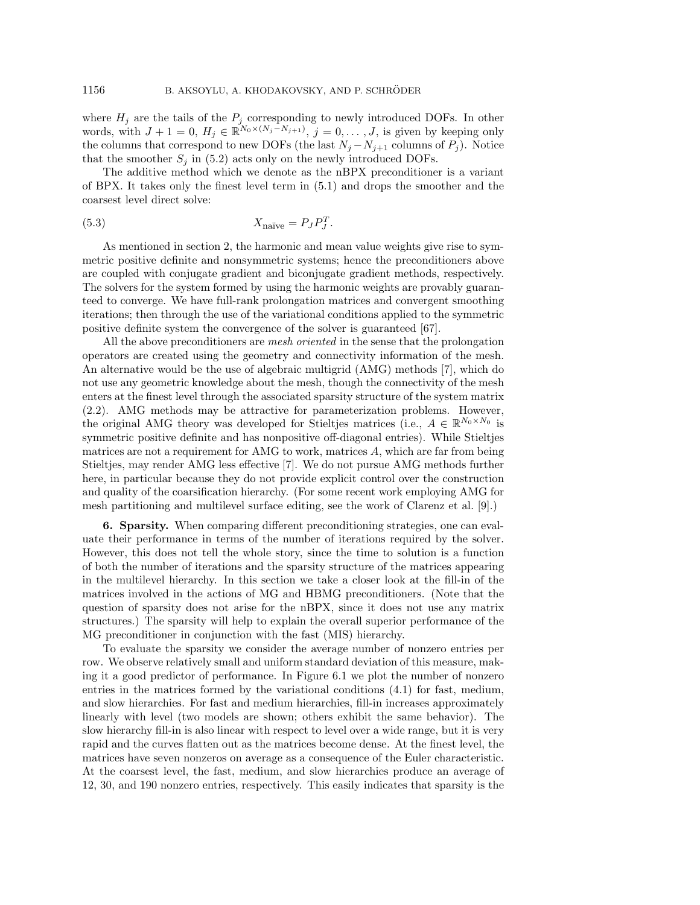where $H_j$ are the tails of the $P_j$ corresponding to newly introduced DOFs. In other words, with $J+1=0$, $H_j \in \mathbb{R}^{N_0 \times (N_j - N_{j+1})}$, $j = 0, \dots, J$, is given by keeping only the columns that correspond to new DOFs (the last $N_j - N_{j+1}$ columns of $P_j$). Notice that the smoother $S_j$ in (5.2) acts only on the newly introduced DOFs.

The additive method which we denote as the nBPX preconditioner is a variant of BPX. It takes only the finest level term in (5.1) and drops the smoother and the coarsest level direct solve:

$$X_{\text{naïve}} = P_J P_J^T. \tag{5.3}$$

As mentioned in section 2, the harmonic and mean value weights give rise to symmetric positive definite and nonsymmetric systems; hence the preconditioners above are coupled with conjugate gradient and biconjugate gradient methods, respectively. The solvers for the system formed by using the harmonic weights are provably guaranteed to converge. We have full-rank prolongation matrices and convergent smoothing iterations; then through the use of the variational conditions applied to the symmetric positive definite system the convergence of the solver is guaranteed [67].

All the above preconditioners are *mesh oriented* in the sense that the prolongation operators are created using the geometry and connectivity information of the mesh. An alternative would be the use of algebraic multigrid (AMG) methods [7], which do not use any geometric knowledge about the mesh, though the connectivity of the mesh enters at the finest level through the associated sparsity structure of the system matrix (2.2). AMG methods may be attractive for parameterization problems. However, the original AMG theory was developed for Stieltjes matrices (i.e., $A \in \mathbb{R}^{N_0 \times N_0}$ is symmetric positive definite and has nonpositive off-diagonal entries). While Stieltjes matrices are not a requirement for AMG to work, matrices $A$, which are far from being Stieltjes, may render AMG less effective [7]. We do not pursue AMG methods further here, in particular because they do not provide explicit control over the construction and quality of the coarsification hierarchy. (For some recent work employing AMG for mesh partitioning and multilevel surface editing, see the work of Clarenz et al. [9].)

**6. Sparsity.** When comparing different preconditioning strategies, one can evaluate their performance in terms of the number of iterations required by the solver. However, this does not tell the whole story, since the time to solution is a function of both the number of iterations and the sparsity structure of the matrices appearing in the multilevel hierarchy. In this section we take a closer look at the fill-in of the matrices involved in the actions of MG and HBMG preconditioners. (Note that the question of sparsity does not arise for the nBPX, since it does not use any matrix structures.) The sparsity will help to explain the overall superior performance of the MG preconditioner in conjunction with the fast (MIS) hierarchy.

To evaluate the sparsity we consider the average number of nonzero entries per row. We observe relatively small and uniform standard deviation of this measure, making it a good predictor of performance. In Figure 6.1 we plot the number of nonzero entries in the matrices formed by the variational conditions (4.1) for fast, medium, and slow hierarchies. For fast and medium hierarchies, fill-in increases approximately linearly with level (two models are shown; others exhibit the same behavior). The slow hierarchy fill-in is also linear with respect to level over a wide range, but it is very rapid and the curves flatten out as the matrices become dense. At the finest level, the matrices have seven nonzeros on average as a consequence of the Euler characteristic. At the coarsest level, the fast, medium, and slow hierarchies produce an average of 12, 30, and 190 nonzero entries, respectively. This easily indicates that sparsity is the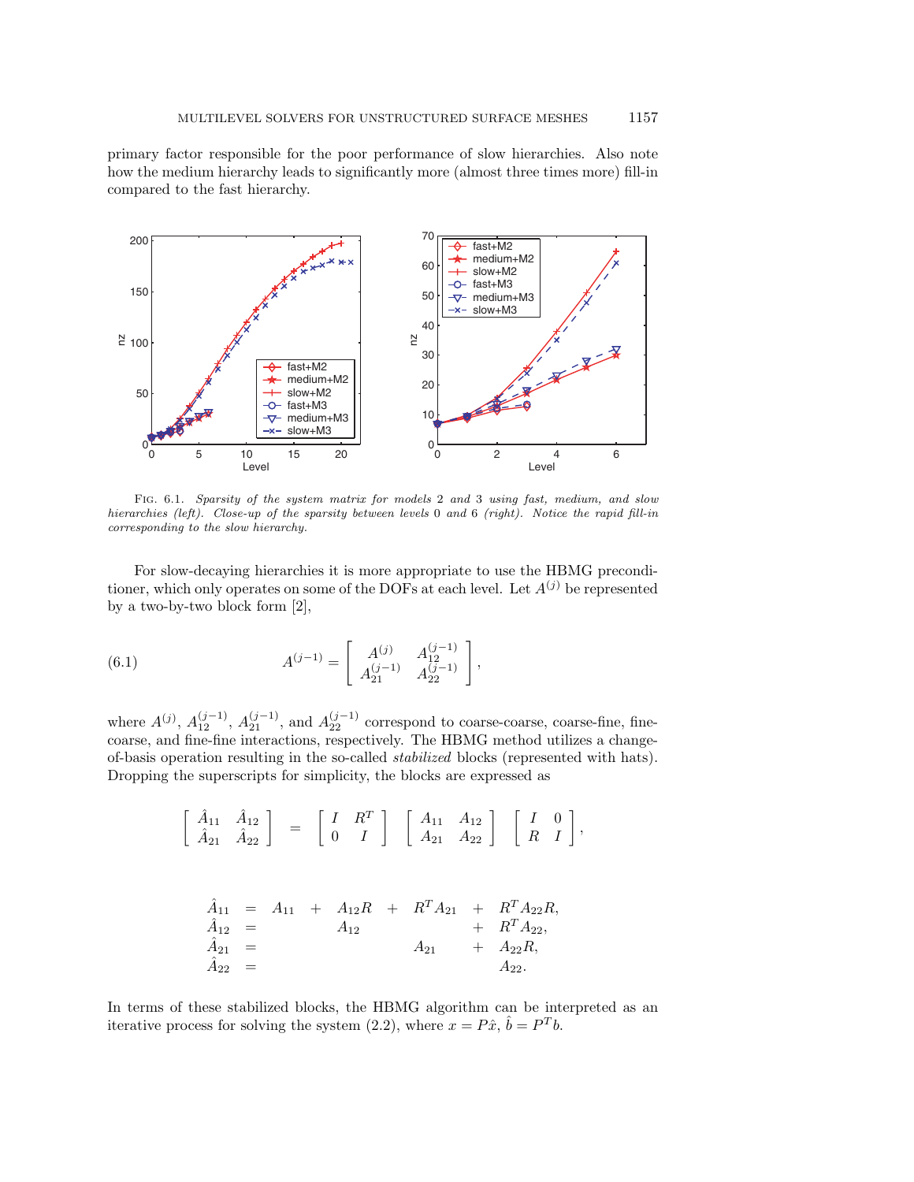primary factor responsible for the poor performance of slow hierarchies. Also note how the medium hierarchy leads to significantly more (almost three times more) fill-in compared to the fast hierarchy.

nz
Level
fast+M2
medium+M2
slow+M2
fast+M3
medium+M3
slow+M3
0 5 10 15 20
0 50 100 150 200

nz
Level
fast+M2
medium+M2
slow+M2
fast+M3
medium+M3
slow+M3
0 2 4 6
0 10 20 30 40 50 60 70

Fig. 6.1. *Sparsity of the system matrix for models 2 and 3 using fast, medium, and slow hierarchies (left). Close-up of the sparsity between levels 0 and 6 (right). Notice the rapid fill-in corresponding to the slow hierarchy.*

For slow-decaying hierarchies it is more appropriate to use the HBMG preconditioner, which only operates on some of the DOFs at each level. Let $A^{(j)}$ be represented by a two-by-two block form [2],

$$A^{(j-1)} = \begin{bmatrix} A^{(j)} & A_{12}^{(j-1)} \\ A_{21}^{(j-1)} & A_{22}^{(j-1)} \end{bmatrix}, \tag{6.1}$$

where $A^{(j)}$, $A_{12}^{(j-1)}$, $A_{21}^{(j-1)}$, and $A_{22}^{(j-1)}$ correspond to coarse-coarse, coarse-fine, fine-coarse, and fine-fine interactions, respectively. The HBMG method utilizes a change-of-basis operation resulting in the so-called *stabilized* blocks (represented with hats). Dropping the superscripts for simplicity, the blocks are expressed as

$$\begin{bmatrix} \hat{A}_{11} & \hat{A}_{12} \\ \hat{A}_{21} & \hat{A}_{22} \end{bmatrix} = \begin{bmatrix} I & R^T \\ 0 & I \end{bmatrix} \begin{bmatrix} A_{11} & A_{12} \\ A_{21} & A_{22} \end{bmatrix} \begin{bmatrix} I & 0 \\ R & I \end{bmatrix},$$

$$\begin{aligned}
\hat{A}_{11} &= A_{11} + A_{12}R + R^T A_{21} + R^T A_{22} R, \\
\hat{A}_{12} &= A_{12} + R^T A_{22}, \\
\hat{A}_{21} &= A_{21} + A_{22} R, \\
\hat{A}_{22} &= A_{22}.
\end{aligned}$$

In terms of these stabilized blocks, the HBMG algorithm can be interpreted as an iterative process for solving the system (2.2), where $x = P\hat{x}$, $\hat{b} = P^T b$.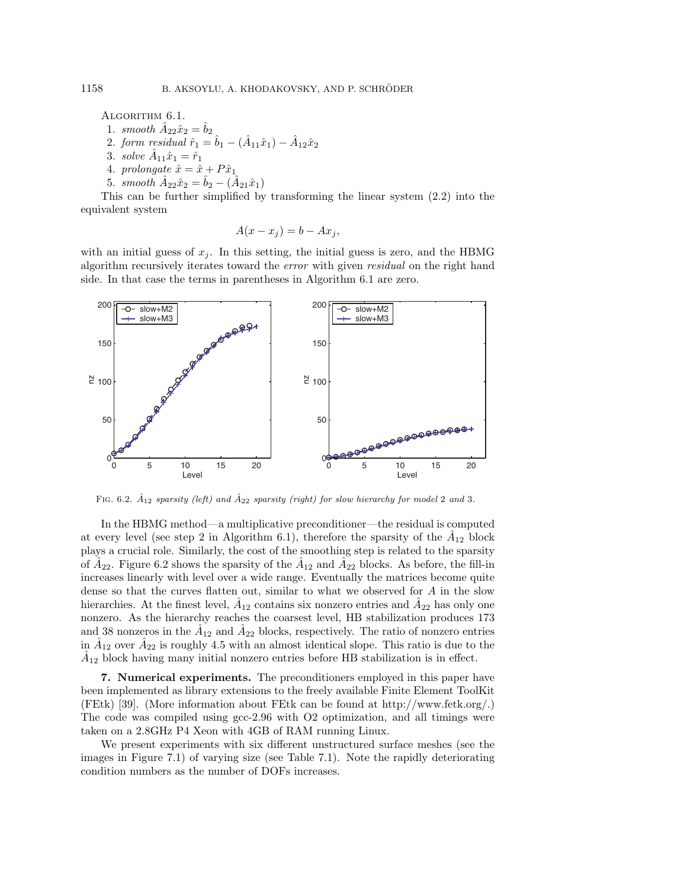Algorithm 6.1.

1. *smooth* $\hat{A}_{22}\hat{x}_2 = \hat{b}_2$
2. *form residual* $\hat{r}_1 = \hat{b}_1 - (\hat{A}_{11}\hat{x}_1) - \hat{A}_{12}\hat{x}_2$
3. *solve* $\hat{A}_{11}\hat{x}_1 = \hat{r}_1$
4. *prolongate* $\hat{x} = \hat{x} + P\hat{x}_1$
5. *smooth* $\hat{A}_{22}\hat{x}_2 = \hat{b}_2 - (\hat{A}_{21}\hat{x}_1)$

This can be further simplified by transforming the linear system (2.2) into the equivalent system

$$A(x - x_j) = b - Ax_j,$$

with an initial guess of $x_j$. In this setting, the initial guess is zero, and the HBMG algorithm recursively iterates toward the *error* with given *residual* on the right hand side. In that case the terms in parentheses in Algorithm 6.1 are zero.

Fig. 6.2. $\hat{A}_{12}$ *sparsity (left) and* $\hat{A}_{22}$ *sparsity (right) for slow hierarchy for model* 2 *and* 3.

In the HBMG method—a multiplicative preconditioner—the residual is computed at every level (see step 2 in Algorithm 6.1), therefore the sparsity of the $\hat{A}_{12}$ block plays a crucial role. Similarly, the cost of the smoothing step is related to the sparsity of $\hat{A}_{22}$. Figure 6.2 shows the sparsity of the $\hat{A}_{12}$ and $\hat{A}_{22}$ blocks. As before, the fill-in increases linearly with level over a wide range. Eventually the matrices become quite dense so that the curves flatten out, similar to what we observed for $A$ in the slow hierarchies. At the finest level, $\hat{A}_{12}$ contains six nonzero entries and $\hat{A}_{22}$ has only one nonzero. As the hierarchy reaches the coarsest level, HB stabilization produces 173 and 38 nonzeros in the $\hat{A}_{12}$ and $\hat{A}_{22}$ blocks, respectively. The ratio of nonzero entries in $\hat{A}_{12}$ over $\hat{A}_{22}$ is roughly 4.5 with an almost identical slope. This ratio is due to the $\hat{A}_{12}$ block having many initial nonzero entries before HB stabilization is in effect.

## 7. Numerical experiments.

The preconditioners employed in this paper have been implemented as library extensions to the freely available Finite Element ToolKit (FEtk) [39]. (More information about FEtk can be found at http://www.fetk.org/.) The code was compiled using gcc-2.96 with O2 optimization, and all timings were taken on a 2.8GHz P4 Xeon with 4GB of RAM running Linux.

We present experiments with six different unstructured surface meshes (see the images in Figure 7.1) of varying size (see Table 7.1). Note the rapidly deteriorating condition numbers as the number of DOFs increases.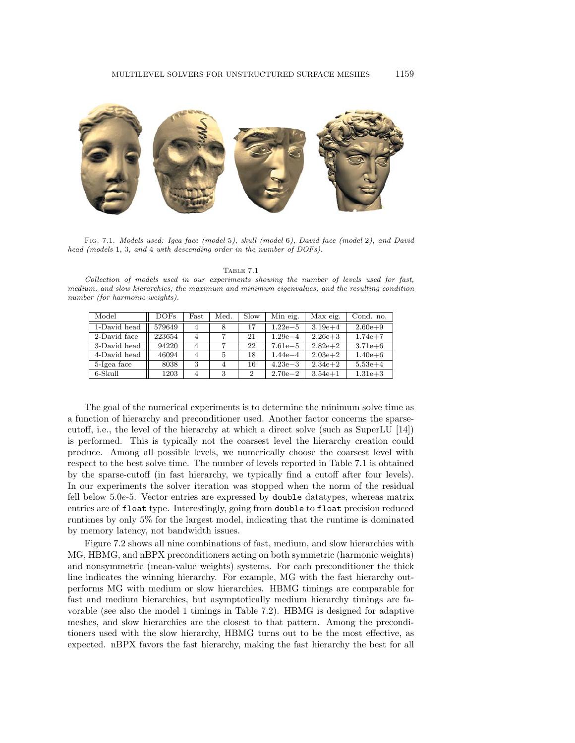Fig. 7.1. *Models used: Igea face (model* 5*), skull (model* 6*), David face (model* 2*), and David head (models* 1*,* 3*, and* 4 *with descending order in the number of DOFs).*

Table 7.1

*Collection of models used in our experiments showing the number of levels used for fast, medium, and slow hierarchies; the maximum and minimum eigenvalues; and the resulting condition number (for harmonic weights).*

| Model | DOFs | Fast | Med. | Slow | Min eig. | Max eig. | Cond. no. |
|---|---|---|---|---|---|---|---|
| 1-David head | 579649 | 4 | 8 | 17 | 1.22e−5 | 3.19e+4 | 2.60e+9 |
| 2-David face | 223654 | 4 | 7 | 21 | 1.29e−4 | 2.26e+3 | 1.74e+7 |
| 3-David head | 94220 | 4 | 7 | 22 | 7.61e−5 | 2.82e+2 | 3.71e+6 |
| 4-David head | 46094 | 4 | 5 | 18 | 1.44e−4 | 2.03e+2 | 1.40e+6 |
| 5-Igea face | 8038 | 3 | 4 | 16 | 4.23e−3 | 2.34e+2 | 5.53e+4 |
| 6-Skull | 1203 | 4 | 3 | 2 | 2.70e−2 | 3.54e+1 | 1.31e+3 |

The goal of the numerical experiments is to determine the minimum solve time as a function of hierarchy and preconditioner used. Another factor concerns the sparse-cutoff, i.e., the level of the hierarchy at which a direct solve (such as SuperLU [14]) is performed. This is typically not the coarsest level the hierarchy creation could produce. Among all possible levels, we numerically choose the coarsest level with respect to the best solve time. The number of levels reported in Table 7.1 is obtained by the sparse-cutoff (in fast hierarchy, we typically find a cutoff after four levels). In our experiments the solver iteration was stopped when the norm of the residual fell below 5.0*e*-5. Vector entries are expressed by `double` datatypes, whereas matrix entries are of `float` type. Interestingly, going from `double` to `float` precision reduced runtimes by only 5% for the largest model, indicating that the runtime is dominated by memory latency, not bandwidth issues.

Figure 7.2 shows all nine combinations of fast, medium, and slow hierarchies with MG, HBMG, and nBPX preconditioners acting on both symmetric (harmonic weights) and nonsymmetric (mean-value weights) systems. For each preconditioner the thick line indicates the winning hierarchy. For example, MG with the fast hierarchy outperforms MG with medium or slow hierarchies. HBMG timings are comparable for fast and medium hierarchies, but asymptotically medium hierarchy timings are favorable (see also the model 1 timings in Table 7.2). HBMG is designed for adaptive meshes, and slow hierarchies are the closest to that pattern. Among the preconditioners used with the slow hierarchy, HBMG turns out to be the most effective, as expected. nBPX favors the fast hierarchy, making the fast hierarchy the best for all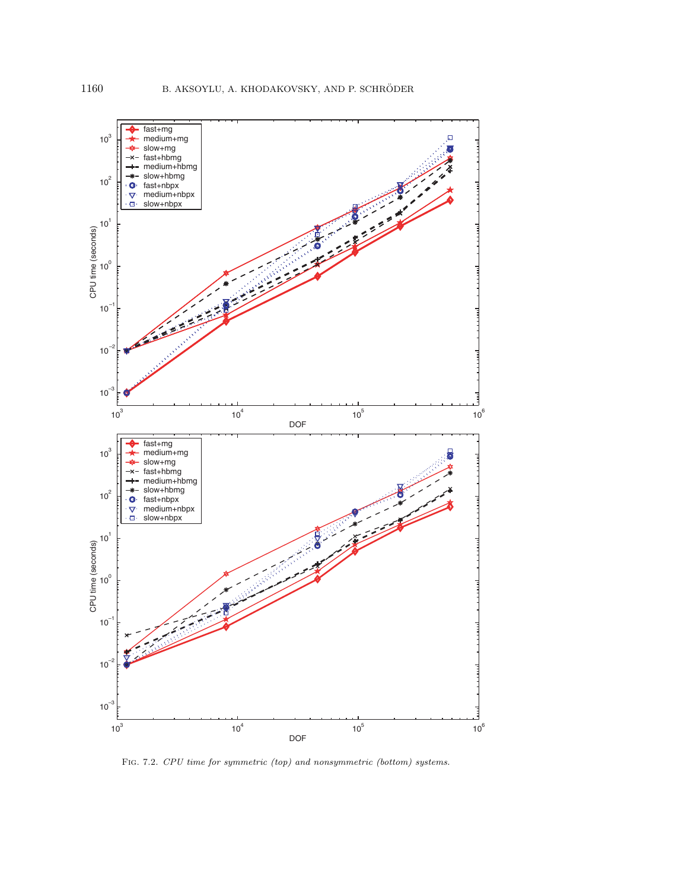fast+mg
medium+mg
slow+mg
fast+hbmg
medium+hbmg
slow+hbmg
fast+nbpx
medium+nbpx
slow+nbpx

CPU time (seconds)

$10^{3}$
$10^{2}$
$10^{1}$
$10^{0}$
$10^{-1}$
$10^{-2}$
$10^{-3}$

$10^{3}$ $10^{4}$ $10^{5}$ $10^{6}$

DOF

fast+mg
medium+mg
slow+mg
fast+hbmg
medium+hbmg
slow+hbmg
fast+nbpx
medium+nbpx
slow+nbpx

CPU time (seconds)

$10^{3}$
$10^{2}$
$10^{1}$
$10^{0}$
$10^{-1}$
$10^{-2}$
$10^{-3}$

$10^{3}$ $10^{4}$ $10^{5}$ $10^{6}$

DOF

Fig. 7.2. *CPU time for symmetric (top) and nonsymmetric (bottom) systems.*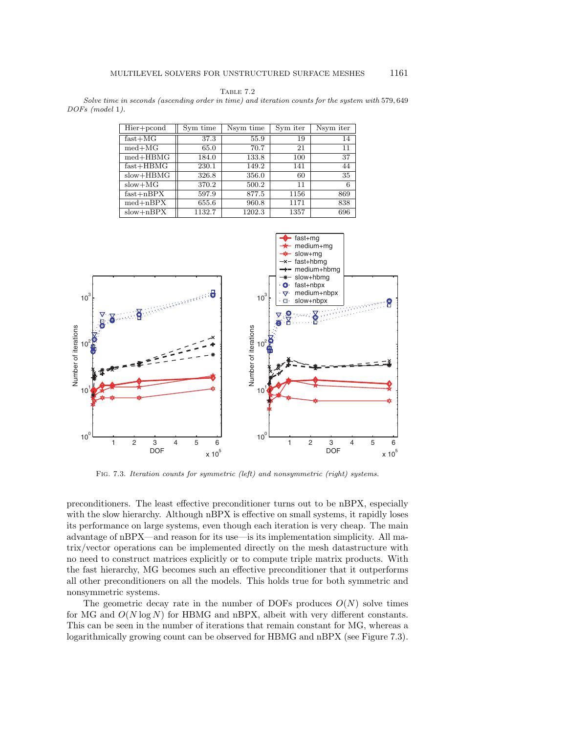Table 7.2

*Solve time in seconds (ascending order in time) and iteration counts for the system with 579,649 DOFs (model 1).*

| Hier+pcond | Sym time | Nsym time | Sym iter | Nsym iter |
|---|---|---|---|---|
| fast+MG | 37.3 | 55.9 | 19 | 14 |
| med+MG | 65.0 | 70.7 | 21 | 11 |
| med+HBMG | 184.0 | 133.8 | 100 | 37 |
| fast+HBMG | 230.1 | 149.2 | 141 | 44 |
| slow+HBMG | 326.8 | 356.0 | 60 | 35 |
| slow+MG | 370.2 | 500.2 | 11 | 6 |
| fast+nBPX | 597.9 | 877.5 | 1156 | 869 |
| med+nBPX | 655.6 | 960.8 | 1171 | 838 |
| slow+nBPX | 1132.7 | 1202.3 | 1357 | 696 |

fast+mg
medium+mg
slow+mg
fast+hbmg
medium+hbmg
slow+hbmg
fast+nbpx
medium+nbpx
slow+nbpx

Number of iterations
$10^0$
$10^1$
$10^2$
$10^3$
1 2 3 4 5 6
DOF
$x\ 10^5$

Number of iterations
$10^0$
$10^1$
$10^2$
$10^3$
1 2 3 4 5 6
DOF
$x\ 10^5$

Fig. 7.3. *Iteration counts for symmetric (left) and nonsymmetric (right) systems.*

preconditioners. The least effective preconditioner turns out to be nBPX, especially with the slow hierarchy. Although nBPX is effective on small systems, it rapidly loses its performance on large systems, even though each iteration is very cheap. The main advantage of nBPX—and reason for its use—is its implementation simplicity. All matrix/vector operations can be implemented directly on the mesh datastructure with no need to construct matrices explicitly or to compute triple matrix products. With the fast hierarchy, MG becomes such an effective preconditioner that it outperforms all other preconditioners on all the models. This holds true for both symmetric and nonsymmetric systems.

The geometric decay rate in the number of DOFs produces $O(N)$ solve times for MG and $O(N \log N)$ for HBMG and nBPX, albeit with very different constants. This can be seen in the number of iterations that remain constant for MG, whereas a logarithmically growing count can be observed for HBMG and nBPX (see Figure 7.3).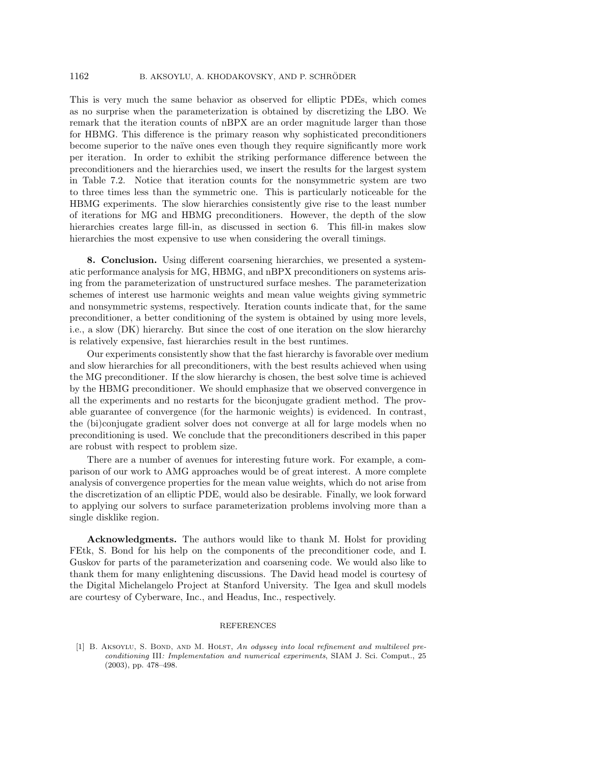This is very much the same behavior as observed for elliptic PDEs, which comes as no surprise when the parameterization is obtained by discretizing the LBO. We remark that the iteration counts of nBPX are an order magnitude larger than those for HBMG. This difference is the primary reason why sophisticated preconditioners become superior to the naïve ones even though they require significantly more work per iteration. In order to exhibit the striking performance difference between the preconditioners and the hierarchies used, we insert the results for the largest system in Table 7.2. Notice that iteration counts for the nonsymmetric system are two to three times less than the symmetric one. This is particularly noticeable for the HBMG experiments. The slow hierarchies consistently give rise to the least number of iterations for MG and HBMG preconditioners. However, the depth of the slow hierarchies creates large fill-in, as discussed in section 6. This fill-in makes slow hierarchies the most expensive to use when considering the overall timings.

## 8. Conclusion.

Using different coarsening hierarchies, we presented a systematic performance analysis for MG, HBMG, and nBPX preconditioners on systems arising from the parameterization of unstructured surface meshes. The parameterization schemes of interest use harmonic weights and mean value weights giving symmetric and nonsymmetric systems, respectively. Iteration counts indicate that, for the same preconditioner, a better conditioning of the system is obtained by using more levels, i.e., a slow (DK) hierarchy. But since the cost of one iteration on the slow hierarchy is relatively expensive, fast hierarchies result in the best runtimes.

Our experiments consistently show that the fast hierarchy is favorable over medium and slow hierarchies for all preconditioners, with the best results achieved when using the MG preconditioner. If the slow hierarchy is chosen, the best solve time is achieved by the HBMG preconditioner. We should emphasize that we observed convergence in all the experiments and no restarts for the biconjugate gradient method. The provable guarantee of convergence (for the harmonic weights) is evidenced. In contrast, the (bi)conjugate gradient solver does not converge at all for large models when no preconditioning is used. We conclude that the preconditioners described in this paper are robust with respect to problem size.

There are a number of avenues for interesting future work. For example, a comparison of our work to AMG approaches would be of great interest. A more complete analysis of convergence properties for the mean value weights, which do not arise from the discretization of an elliptic PDE, would also be desirable. Finally, we look forward to applying our solvers to surface parameterization problems involving more than a single disklike region.

**Acknowledgments.** The authors would like to thank M. Holst for providing FEtk, S. Bond for his help on the components of the preconditioner code, and I. Guskov for parts of the parameterization and coarsening code. We would also like to thank them for many enlightening discussions. The David head model is courtesy of the Digital Michelangelo Project at Stanford University. The Igea and skull models are courtesy of Cyberware, Inc., and Headus, Inc., respectively.

## REFERENCES

[1] B. Aksoylu, S. Bond, and M. Holst, *An odyssey into local refinement and multilevel preconditioning* III*: Implementation and numerical experiments*, SIAM J. Sci. Comput., 25 (2003), pp. 478–498.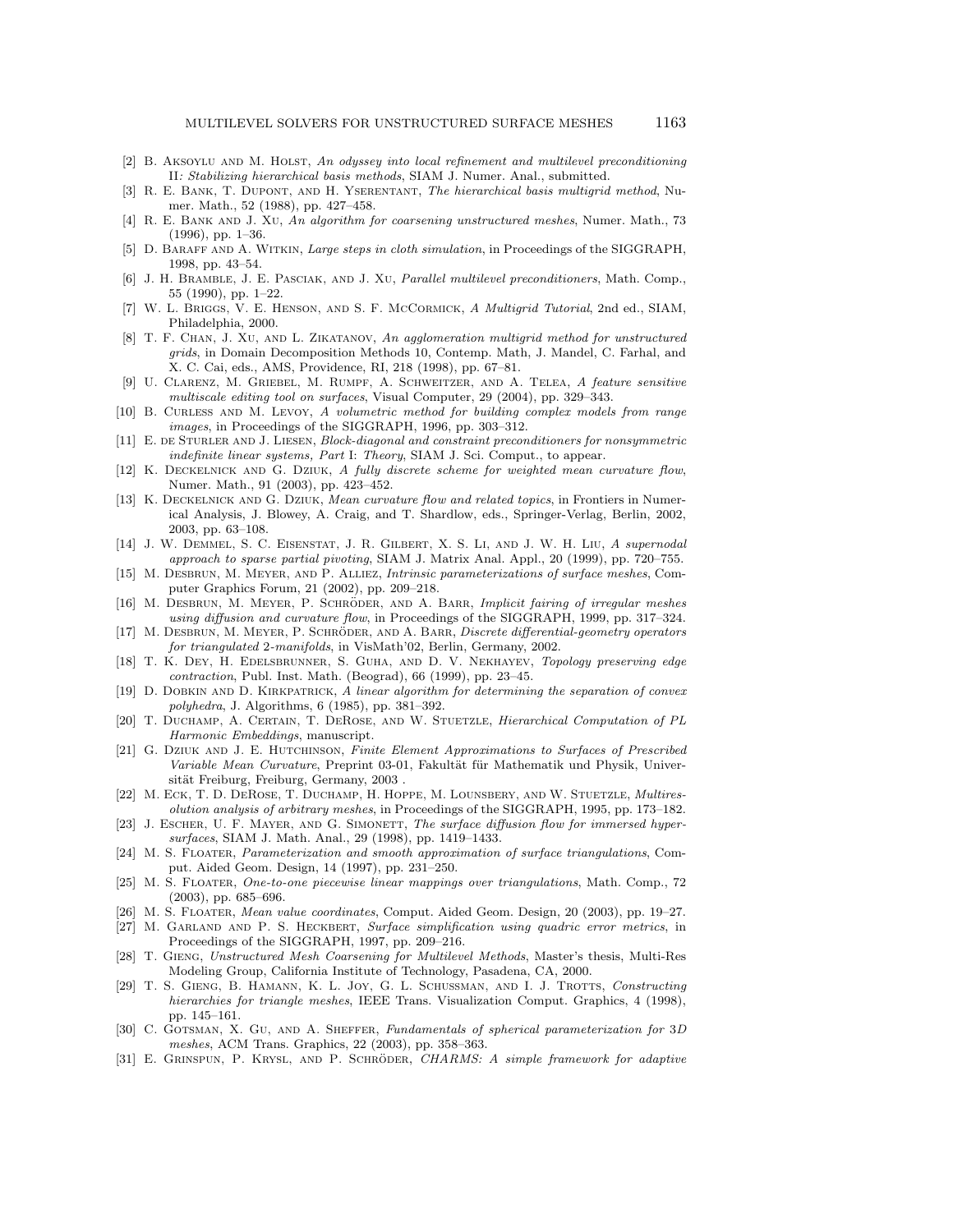[2] B. Aksoylu and M. Holst, *An odyssey into local refinement and multilevel preconditioning* II*: Stabilizing hierarchical basis methods*, SIAM J. Numer. Anal., submitted.

[3] R. E. Bank, T. Dupont, and H. Yserentant, *The hierarchical basis multigrid method*, Numer. Math., 52 (1988), pp. 427–458.

[4] R. E. Bank and J. Xu, *An algorithm for coarsening unstructured meshes*, Numer. Math., 73 (1996), pp. 1–36.

[5] D. Baraff and A. Witkin, *Large steps in cloth simulation*, in Proceedings of the SIGGRAPH, 1998, pp. 43–54.

[6] J. H. Bramble, J. E. Pasciak, and J. Xu, *Parallel multilevel preconditioners*, Math. Comp., 55 (1990), pp. 1–22.

[7] W. L. Briggs, V. E. Henson, and S. F. McCormick, *A Multigrid Tutorial*, 2nd ed., SIAM, Philadelphia, 2000.

[8] T. F. Chan, J. Xu, and L. Zikatanov, *An agglomeration multigrid method for unstructured grids*, in Domain Decomposition Methods 10, Contemp. Math, J. Mandel, C. Farhal, and X. C. Cai, eds., AMS, Providence, RI, 218 (1998), pp. 67–81.

[9] U. Clarenz, M. Griebel, M. Rumpf, A. Schweitzer, and A. Telea, *A feature sensitive multiscale editing tool on surfaces*, Visual Computer, 29 (2004), pp. 329–343.

[10] B. Curless and M. Levoy, *A volumetric method for building complex models from range images*, in Proceedings of the SIGGRAPH, 1996, pp. 303–312.

[11] E. de Sturler and J. Liesen, *Block-diagonal and constraint preconditioners for nonsymmetric indefinite linear systems, Part* I*: Theory*, SIAM J. Sci. Comput., to appear.

[12] K. Deckelnick and G. Dziuk, *A fully discrete scheme for weighted mean curvature flow*, Numer. Math., 91 (2003), pp. 423–452.

[13] K. Deckelnick and G. Dziuk, *Mean curvature flow and related topics*, in Frontiers in Numerical Analysis, J. Blowey, A. Craig, and T. Shardlow, eds., Springer-Verlag, Berlin, 2002, 2003, pp. 63–108.

[14] J. W. Demmel, S. C. Eisenstat, J. R. Gilbert, X. S. Li, and J. W. H. Liu, *A supernodal approach to sparse partial pivoting*, SIAM J. Matrix Anal. Appl., 20 (1999), pp. 720–755.

[15] M. Desbrun, M. Meyer, and P. Alliez, *Intrinsic parameterizations of surface meshes*, Computer Graphics Forum, 21 (2002), pp. 209–218.

[16] M. Desbrun, M. Meyer, P. Schröder, and A. Barr, *Implicit fairing of irregular meshes using diffusion and curvature flow*, in Proceedings of the SIGGRAPH, 1999, pp. 317–324.

[17] M. Desbrun, M. Meyer, P. Schröder, and A. Barr, *Discrete differential-geometry operators for triangulated* 2*-manifolds*, in VisMath'02, Berlin, Germany, 2002.

[18] T. K. Dey, H. Edelsbrunner, S. Guha, and D. V. Nekhayev, *Topology preserving edge contraction*, Publ. Inst. Math. (Beograd), 66 (1999), pp. 23–45.

[19] D. Dobkin and D. Kirkpatrick, *A linear algorithm for determining the separation of convex polyhedra*, J. Algorithms, 6 (1985), pp. 381–392.

[20] T. Duchamp, A. Certain, T. DeRose, and W. Stuetzle, *Hierarchical Computation of PL Harmonic Embeddings*, manuscript.

[21] G. Dziuk and J. E. Hutchinson, *Finite Element Approximations to Surfaces of Prescribed Variable Mean Curvature*, Preprint 03-01, Fakultät für Mathematik und Physik, Universität Freiburg, Freiburg, Germany, 2003 .

[22] M. Eck, T. D. DeRose, T. Duchamp, H. Hoppe, M. Lounsbery, and W. Stuetzle, *Multiresolution analysis of arbitrary meshes*, in Proceedings of the SIGGRAPH, 1995, pp. 173–182.

[23] J. Escher, U. F. Mayer, and G. Simonett, *The surface diffusion flow for immersed hypersurfaces*, SIAM J. Math. Anal., 29 (1998), pp. 1419–1433.

[24] M. S. Floater, *Parameterization and smooth approximation of surface triangulations*, Comput. Aided Geom. Design, 14 (1997), pp. 231–250.

[25] M. S. Floater, *One-to-one piecewise linear mappings over triangulations*, Math. Comp., 72 (2003), pp. 685–696.

[26] M. S. Floater, *Mean value coordinates*, Comput. Aided Geom. Design, 20 (2003), pp. 19–27.

[27] M. Garland and P. S. Heckbert, *Surface simplification using quadric error metrics*, in Proceedings of the SIGGRAPH, 1997, pp. 209–216.

[28] T. Gieng, *Unstructured Mesh Coarsening for Multilevel Methods*, Master's thesis, Multi-Res Modeling Group, California Institute of Technology, Pasadena, CA, 2000.

[29] T. S. Gieng, B. Hamann, K. L. Joy, G. L. Schussman, and I. J. Trotts, *Constructing hierarchies for triangle meshes*, IEEE Trans. Visualization Comput. Graphics, 4 (1998), pp. 145–161.

[30] C. Gotsman, X. Gu, and A. Sheffer, *Fundamentals of spherical parameterization for* 3*D meshes*, ACM Trans. Graphics, 22 (2003), pp. 358–363.

[31] E. Grinspun, P. Krysl, and P. Schröder, *CHARMS: A simple framework for adaptive*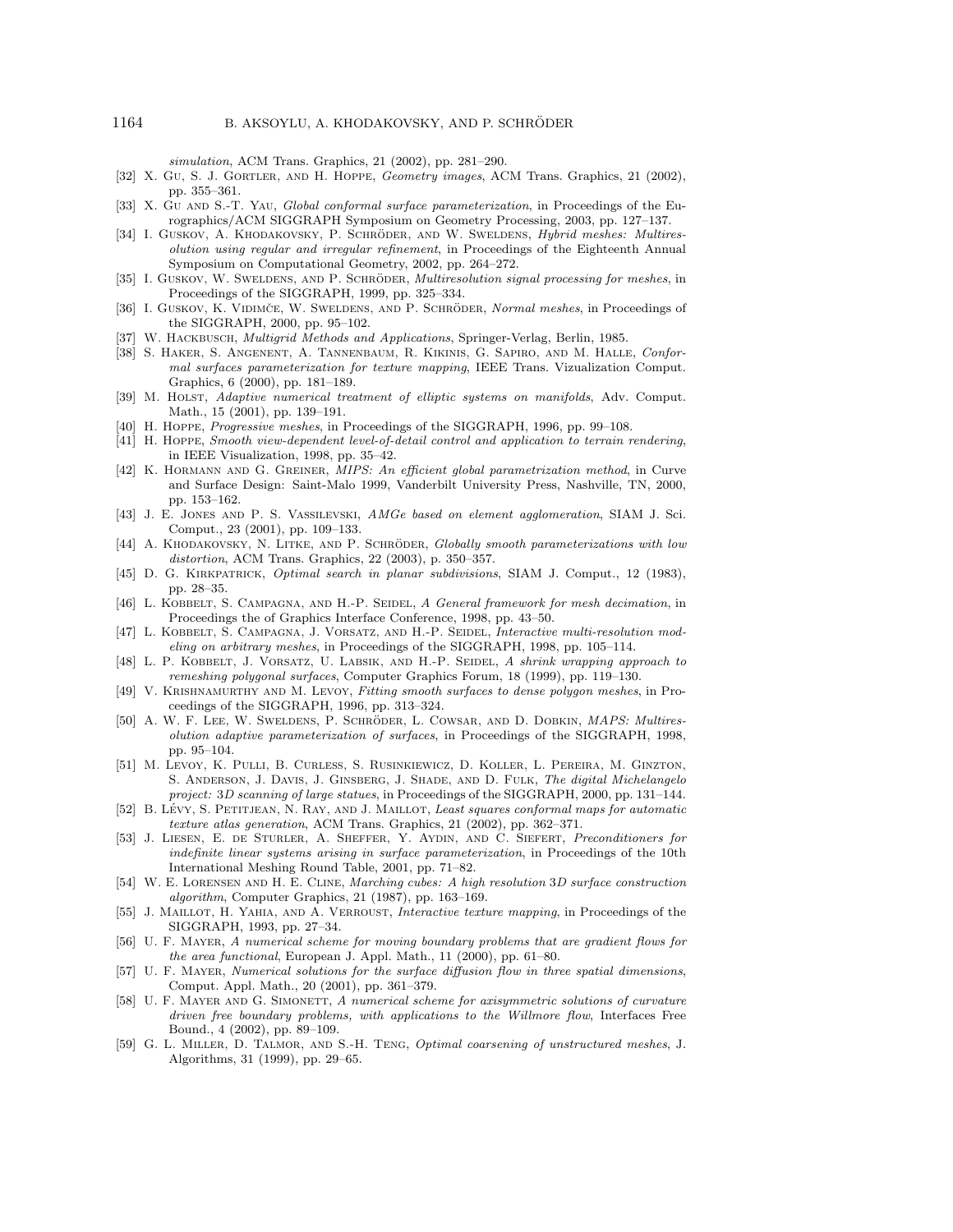*simulation*, ACM Trans. Graphics, 21 (2002), pp. 281–290.

[32] X. Gu, S. J. Gortler, and H. Hoppe, *Geometry images*, ACM Trans. Graphics, 21 (2002), pp. 355–361.

[33] X. Gu and S.-T. Yau, *Global conformal surface parameterization*, in Proceedings of the Eurographics/ACM SIGGRAPH Symposium on Geometry Processing, 2003, pp. 127–137.

[34] I. Guskov, A. Khodakovsky, P. Schröder, and W. Sweldens, *Hybrid meshes: Multiresolution using regular and irregular refinement*, in Proceedings of the Eighteenth Annual Symposium on Computational Geometry, 2002, pp. 264–272.

[35] I. Guskov, W. Sweldens, and P. Schröder, *Multiresolution signal processing for meshes*, in Proceedings of the SIGGRAPH, 1999, pp. 325–334.

[36] I. Guskov, K. Vidimče, W. Sweldens, and P. Schröder, *Normal meshes*, in Proceedings of the SIGGRAPH, 2000, pp. 95–102.

[37] W. Hackbusch, *Multigrid Methods and Applications*, Springer-Verlag, Berlin, 1985.

[38] S. Haker, S. Angenent, A. Tannenbaum, R. Kikinis, G. Sapiro, and M. Halle, *Conformal surfaces parameterization for texture mapping*, IEEE Trans. Vizualization Comput. Graphics, 6 (2000), pp. 181–189.

[39] M. Holst, *Adaptive numerical treatment of elliptic systems on manifolds*, Adv. Comput. Math., 15 (2001), pp. 139–191.

[40] H. Hoppe, *Progressive meshes*, in Proceedings of the SIGGRAPH, 1996, pp. 99–108.

[41] H. Hoppe, *Smooth view-dependent level-of-detail control and application to terrain rendering*, in IEEE Visualization, 1998, pp. 35–42.

[42] K. Hormann and G. Greiner, *MIPS: An efficient global parametrization method*, in Curve and Surface Design: Saint-Malo 1999, Vanderbilt University Press, Nashville, TN, 2000, pp. 153–162.

[43] J. E. Jones and P. S. Vassilevski, *AMGe based on element agglomeration*, SIAM J. Sci. Comput., 23 (2001), pp. 109–133.

[44] A. Khodakovsky, N. Litke, and P. Schröder, *Globally smooth parameterizations with low distortion*, ACM Trans. Graphics, 22 (2003), p. 350–357.

[45] D. G. Kirkpatrick, *Optimal search in planar subdivisions*, SIAM J. Comput., 12 (1983), pp. 28–35.

[46] L. Kobbelt, S. Campagna, and H.-P. Seidel, *A General framework for mesh decimation*, in Proceedings the of Graphics Interface Conference, 1998, pp. 43–50.

[47] L. Kobbelt, S. Campagna, J. Vorsatz, and H.-P. Seidel, *Interactive multi-resolution modeling on arbitrary meshes*, in Proceedings of the SIGGRAPH, 1998, pp. 105–114.

[48] L. P. Kobbelt, J. Vorsatz, U. Labsik, and H.-P. Seidel, *A shrink wrapping approach to remeshing polygonal surfaces*, Computer Graphics Forum, 18 (1999), pp. 119–130.

[49] V. Krishnamurthy and M. Levoy, *Fitting smooth surfaces to dense polygon meshes*, in Proceedings of the SIGGRAPH, 1996, pp. 313–324.

[50] A. W. F. Lee, W. Sweldens, P. Schröder, L. Cowsar, and D. Dobkin, *MAPS: Multiresolution adaptive parameterization of surfaces*, in Proceedings of the SIGGRAPH, 1998, pp. 95–104.

[51] M. Levoy, K. Pulli, B. Curless, S. Rusinkiewicz, D. Koller, L. Pereira, M. Ginzton, S. Anderson, J. Davis, J. Ginsberg, J. Shade, and D. Fulk, *The digital Michelangelo project: 3D scanning of large statues*, in Proceedings of the SIGGRAPH, 2000, pp. 131–144.

[52] B. Lévy, S. Petitjean, N. Ray, and J. Maillot, *Least squares conformal maps for automatic texture atlas generation*, ACM Trans. Graphics, 21 (2002), pp. 362–371.

[53] J. Liesen, E. de Sturler, A. Sheffer, Y. Aydin, and C. Siefert, *Preconditioners for indefinite linear systems arising in surface parameterization*, in Proceedings of the 10th International Meshing Round Table, 2001, pp. 71–82.

[54] W. E. Lorensen and H. E. Cline, *Marching cubes: A high resolution 3D surface construction algorithm*, Computer Graphics, 21 (1987), pp. 163–169.

[55] J. Maillot, H. Yahia, and A. Verroust, *Interactive texture mapping*, in Proceedings of the SIGGRAPH, 1993, pp. 27–34.

[56] U. F. Mayer, *A numerical scheme for moving boundary problems that are gradient flows for the area functional*, European J. Appl. Math., 11 (2000), pp. 61–80.

[57] U. F. Mayer, *Numerical solutions for the surface diffusion flow in three spatial dimensions*, Comput. Appl. Math., 20 (2001), pp. 361–379.

[58] U. F. Mayer and G. Simonett, *A numerical scheme for axisymmetric solutions of curvature driven free boundary problems, with applications to the Willmore flow*, Interfaces Free Bound., 4 (2002), pp. 89–109.

[59] G. L. Miller, D. Talmor, and S.-H. Teng, *Optimal coarsening of unstructured meshes*, J. Algorithms, 31 (1999), pp. 29–65.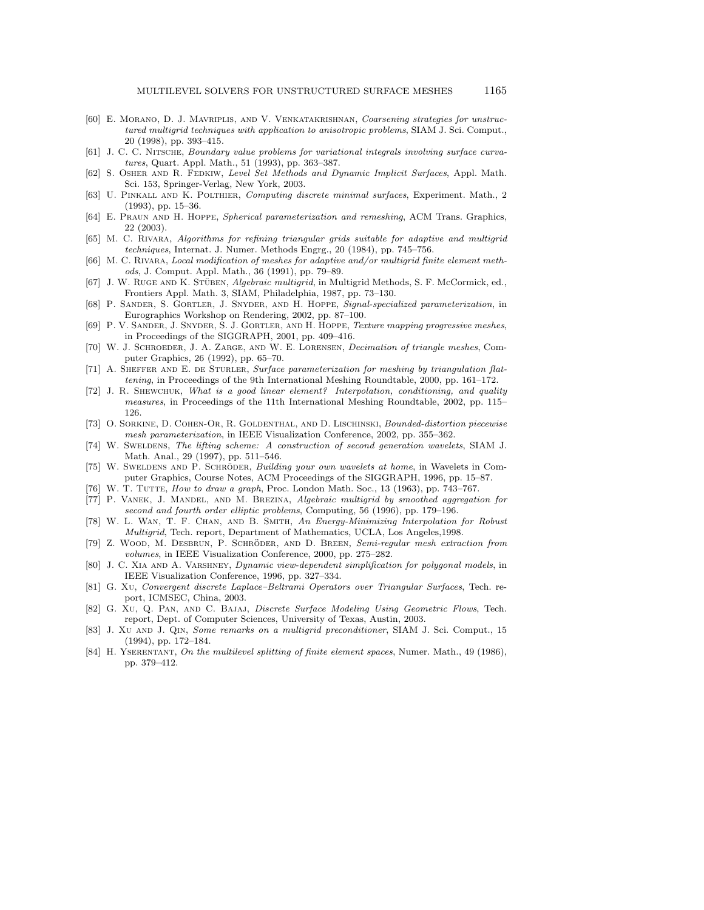[60] E. Morano, D. J. Mavriplis, and V. Venkatakrishnan, *Coarsening strategies for unstructured multigrid techniques with application to anisotropic problems*, SIAM J. Sci. Comput., 20 (1998), pp. 393–415.

[61] J. C. C. Nitsche, *Boundary value problems for variational integrals involving surface curvatures*, Quart. Appl. Math., 51 (1993), pp. 363–387.

[62] S. Osher and R. Fedkiw, *Level Set Methods and Dynamic Implicit Surfaces*, Appl. Math. Sci. 153, Springer-Verlag, New York, 2003.

[63] U. Pinkall and K. Polthier, *Computing discrete minimal surfaces*, Experiment. Math., 2 (1993), pp. 15–36.

[64] E. Praun and H. Hoppe, *Spherical parameterization and remeshing*, ACM Trans. Graphics, 22 (2003).

[65] M. C. Rivara, *Algorithms for refining triangular grids suitable for adaptive and multigrid techniques*, Internat. J. Numer. Methods Engrg., 20 (1984), pp. 745–756.

[66] M. C. Rivara, *Local modification of meshes for adaptive and/or multigrid finite element methods*, J. Comput. Appl. Math., 36 (1991), pp. 79–89.

[67] J. W. Ruge and K. Stüben, *Algebraic multigrid*, in Multigrid Methods, S. F. McCormick, ed., Frontiers Appl. Math. 3, SIAM, Philadelphia, 1987, pp. 73–130.

[68] P. Sander, S. Gortler, J. Snyder, and H. Hoppe, *Signal-specialized parameterization*, in Eurographics Workshop on Rendering, 2002, pp. 87–100.

[69] P. V. Sander, J. Snyder, S. J. Gortler, and H. Hoppe, *Texture mapping progressive meshes*, in Proceedings of the SIGGRAPH, 2001, pp. 409–416.

[70] W. J. Schroeder, J. A. Zarge, and W. E. Lorensen, *Decimation of triangle meshes*, Computer Graphics, 26 (1992), pp. 65–70.

[71] A. Sheffer and E. de Sturler, *Surface parameterization for meshing by triangulation flattening*, in Proceedings of the 9th International Meshing Roundtable, 2000, pp. 161–172.

[72] J. R. Shewchuk, *What is a good linear element? Interpolation, conditioning, and quality measures*, in Proceedings of the 11th International Meshing Roundtable, 2002, pp. 115–126.

[73] O. Sorkine, D. Cohen-Or, R. Goldenthal, and D. Lischinski, *Bounded-distortion piecewise mesh parameterization*, in IEEE Visualization Conference, 2002, pp. 355–362.

[74] W. Sweldens, *The lifting scheme: A construction of second generation wavelets*, SIAM J. Math. Anal., 29 (1997), pp. 511–546.

[75] W. Sweldens and P. Schröder, *Building your own wavelets at home*, in Wavelets in Computer Graphics, Course Notes, ACM Proceedings of the SIGGRAPH, 1996, pp. 15–87.

[76] W. T. Tutte, *How to draw a graph*, Proc. London Math. Soc., 13 (1963), pp. 743–767.

[77] P. Vanek, J. Mandel, and M. Brezina, *Algebraic multigrid by smoothed aggregation for second and fourth order elliptic problems*, Computing, 56 (1996), pp. 179–196.

[78] W. L. Wan, T. F. Chan, and B. Smith, *An Energy-Minimizing Interpolation for Robust Multigrid*, Tech. report, Department of Mathematics, UCLA, Los Angeles,1998.

[79] Z. Wood, M. Desbrun, P. Schröder, and D. Breen, *Semi-regular mesh extraction from volumes*, in IEEE Visualization Conference, 2000, pp. 275–282.

[80] J. C. Xia and A. Varshney, *Dynamic view-dependent simplification for polygonal models*, in IEEE Visualization Conference, 1996, pp. 327–334.

[81] G. Xu, *Convergent discrete Laplace–Beltrami Operators over Triangular Surfaces*, Tech. report, ICMSEC, China, 2003.

[82] G. Xu, Q. Pan, and C. Bajaj, *Discrete Surface Modeling Using Geometric Flows*, Tech. report, Dept. of Computer Sciences, University of Texas, Austin, 2003.

[83] J. Xu and J. Qin, *Some remarks on a multigrid preconditioner*, SIAM J. Sci. Comput., 15 (1994), pp. 172–184.

[84] H. Yserentant, *On the multilevel splitting of finite element spaces*, Numer. Math., 49 (1986), pp. 379–412.